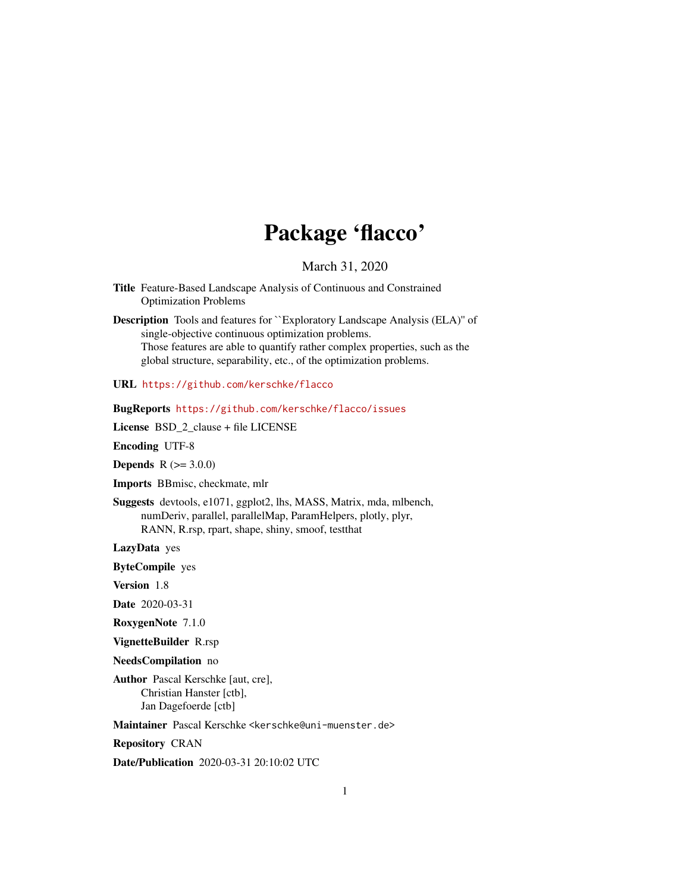# Package 'flacco'

March 31, 2020

**Title** Feature-Based Landscape Analysis of Continuous and Constrained Optimization Problems

**Description** Tools and features for ``Exploratory Landscape Analysis (ELA)'' of single-objective continuous optimization problems.
Those features are able to quantify rather complex properties, such as the global structure, separability, etc., of the optimization problems.

**URL** https://github.com/kerschke/flacco

**BugReports** https://github.com/kerschke/flacco/issues

**License** BSD_2_clause + file LICENSE

**Encoding** UTF-8

**Depends** R (>= 3.0.0)

**Imports** BBmisc, checkmate, mlr

**Suggests** devtools, e1071, ggplot2, lhs, MASS, Matrix, mda, mlbench, numDeriv, parallel, parallelMap, ParamHelpers, plotly, plyr, RANN, R.rsp, rpart, shape, shiny, smoof, testthat

**LazyData** yes

**ByteCompile** yes

**Version** 1.8

**Date** 2020-03-31

**RoxygenNote** 7.1.0

**VignetteBuilder** R.rsp

**NeedsCompilation** no

**Author** Pascal Kerschke [aut, cre],
Christian Hanster [ctb],
Jan Dagefoerde [ctb]

**Maintainer** Pascal Kerschke <kerschke@uni-muenster.de>

**Repository** CRAN

**Date/Publication** 2020-03-31 20:10:02 UTC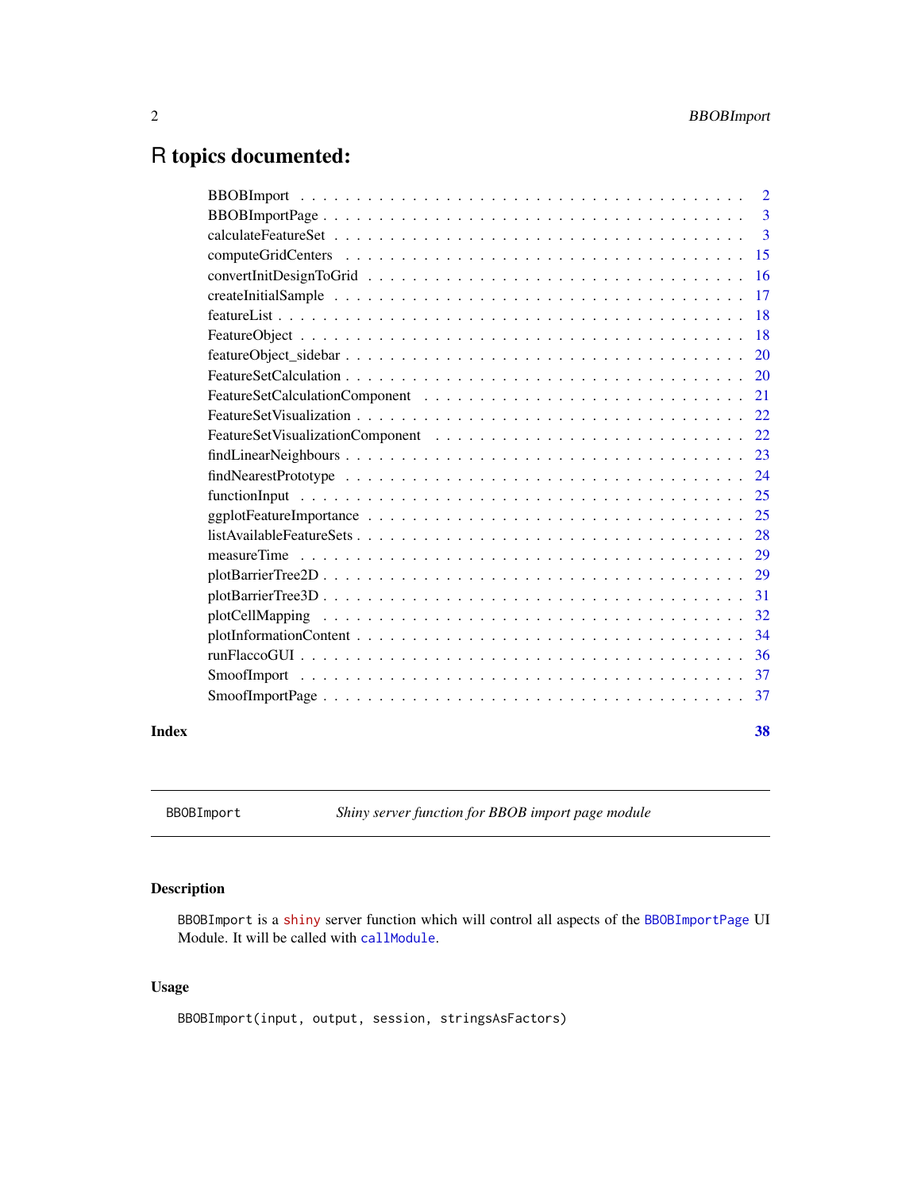# R topics documented:

| | |
|---|---|
| BBOBImport | 2 |
| BBOBImportPage | 3 |
| calculateFeatureSet | 3 |
| computeGridCenters | 15 |
| convertInitDesignToGrid | 16 |
| createInitialSample | 17 |
| featureList | 18 |
| FeatureObject | 18 |
| featureObject_sidebar | 20 |
| FeatureSetCalculation | 20 |
| FeatureSetCalculationComponent | 21 |
| FeatureSetVisualization | 22 |
| FeatureSetVisualizationComponent | 22 |
| findLinearNeighbours | 23 |
| findNearestPrototype | 24 |
| functionInput | 25 |
| ggplotFeatureImportance | 25 |
| listAvailableFeatureSets | 28 |
| measureTime | 29 |
| plotBarrierTree2D | 29 |
| plotBarrierTree3D | 31 |
| plotCellMapping | 32 |
| plotInformationContent | 34 |
| runFlaccoGUI | 36 |
| SmoofImport | 37 |
| SmoofImportPage | 37 |

**Index** **38**

---

`BBOBImport` *Shiny server function for BBOB import page module*

---

## Description

`BBOBImport` is a shiny server function which will control all aspects of the `BBOBImportPage` UI Module. It will be called with `callModule`.

## Usage

```
BBOBImport(input, output, session, stringsAsFactors)
```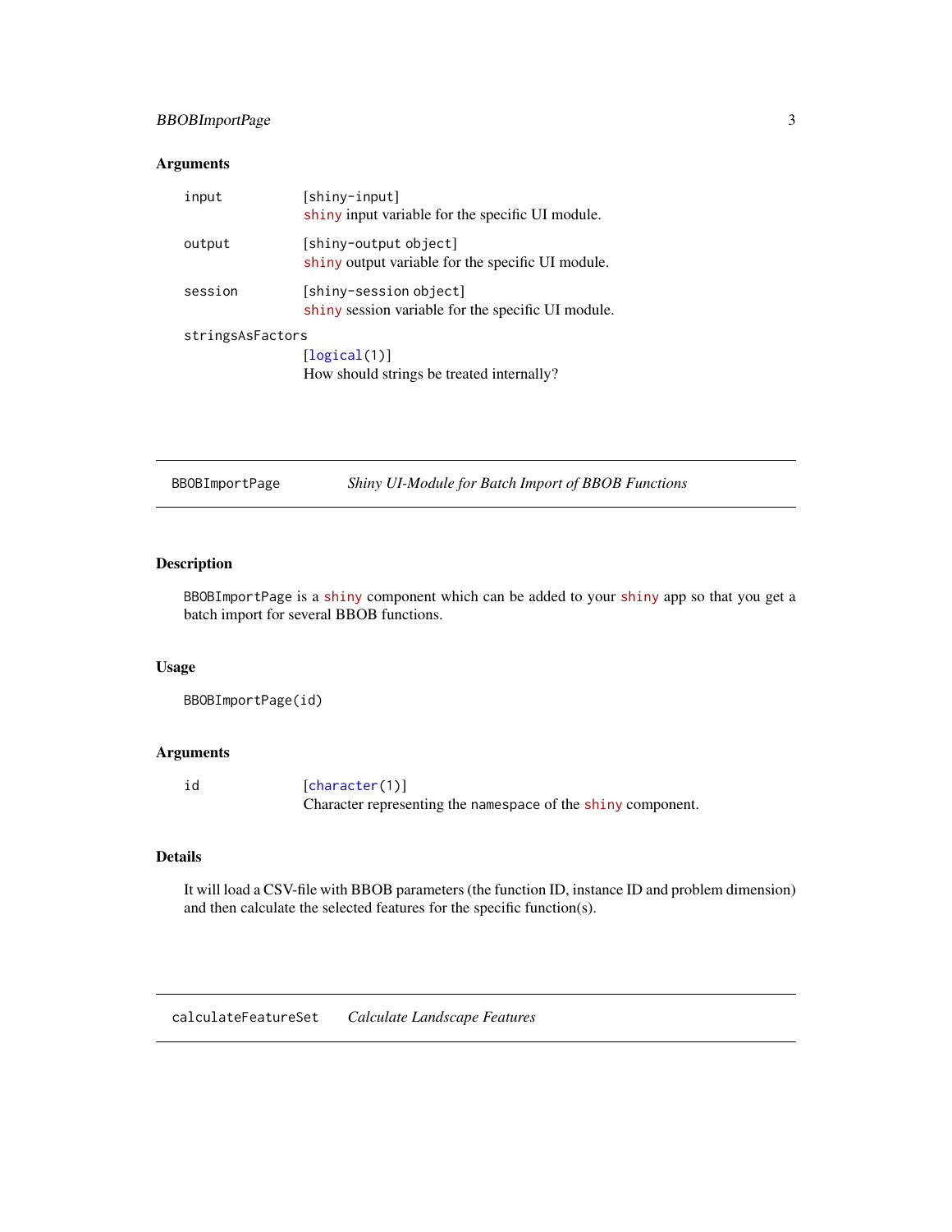## Arguments

| | |
|---|---|
| input | [shiny-input]<br>shiny input variable for the specific UI module. |
| output | [shiny-output object]<br>shiny output variable for the specific UI module. |
| session | [shiny-session object]<br>shiny session variable for the specific UI module. |
| stringsAsFactors | [logical(1)]<br>How should strings be treated internally? |

---

BBOBImportPage &nbsp;&nbsp;&nbsp;&nbsp; *Shiny UI-Module for Batch Import of BBOB Functions*

---

## Description

BBOBImportPage is a shiny component which can be added to your shiny app so that you get a batch import for several BBOB functions.

## Usage

```
BBOBImportPage(id)
```

## Arguments

| | |
|---|---|
| id | [character(1)]<br>Character representing the namespace of the shiny component. |

## Details

It will load a CSV-file with BBOB parameters (the function ID, instance ID and problem dimension) and then calculate the selected features for the specific function(s).

---

calculateFeatureSet &nbsp;&nbsp;&nbsp;&nbsp; *Calculate Landscape Features*

---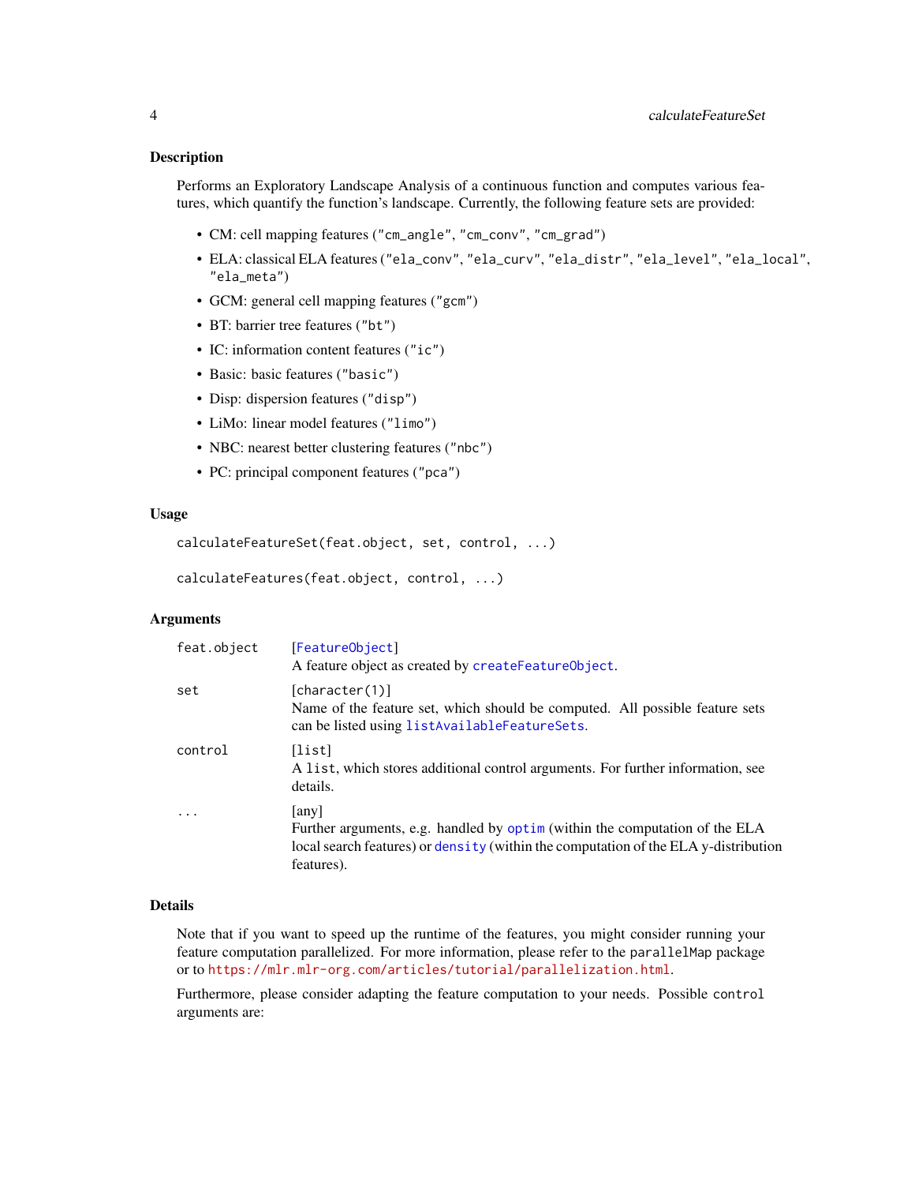### Description

Performs an Exploratory Landscape Analysis of a continuous function and computes various features, which quantify the function's landscape. Currently, the following feature sets are provided:

- CM: cell mapping features ("cm_angle", "cm_conv", "cm_grad")
- ELA: classical ELA features ("ela_conv", "ela_curv", "ela_distr", "ela_level", "ela_local", "ela_meta")
- GCM: general cell mapping features ("gcm")
- BT: barrier tree features ("bt")
- IC: information content features ("ic")
- Basic: basic features ("basic")
- Disp: dispersion features ("disp")
- LiMo: linear model features ("limo")
- NBC: nearest better clustering features ("nbc")
- PC: principal component features ("pca")

### Usage

```
calculateFeatureSet(feat.object, set, control, ...)

calculateFeatures(feat.object, control, ...)
```

### Arguments

| | |
|---|---|
| `feat.object` | [FeatureObject]<br>A feature object as created by createFeatureObject. |
| `set` | [character(1)]<br>Name of the feature set, which should be computed. All possible feature sets can be listed using listAvailableFeatureSets. |
| `control` | [list]<br>A list, which stores additional control arguments. For further information, see details. |
| `...` | [any]<br>Further arguments, e.g. handled by optim (within the computation of the ELA local search features) or density (within the computation of the ELA y-distribution features). |

### Details

Note that if you want to speed up the runtime of the features, you might consider running your feature computation parallelized. For more information, please refer to the parallelMap package or to https://mlr.mlr-org.com/articles/tutorial/parallelization.html.

Furthermore, please consider adapting the feature computation to your needs. Possible control arguments are: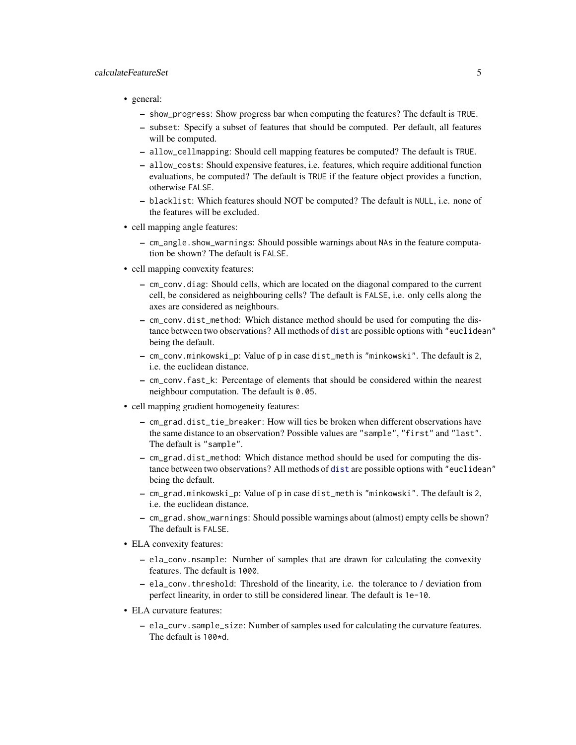- general:
  - `show_progress`: Show progress bar when computing the features? The default is `TRUE`.
  - `subset`: Specify a subset of features that should be computed. Per default, all features will be computed.
  - `allow_cellmapping`: Should cell mapping features be computed? The default is `TRUE`.
  - `allow_costs`: Should expensive features, i.e. features, which require additional function evaluations, be computed? The default is `TRUE` if the feature object provides a function, otherwise `FALSE`.
  - `blacklist`: Which features should NOT be computed? The default is `NULL`, i.e. none of the features will be excluded.
- cell mapping angle features:
  - `cm_angle.show_warnings`: Should possible warnings about `NA`s in the feature computation be shown? The default is `FALSE`.
- cell mapping convexity features:
  - `cm_conv.diag`: Should cells, which are located on the diagonal compared to the current cell, be considered as neighbouring cells? The default is `FALSE`, i.e. only cells along the axes are considered as neighbours.
  - `cm_conv.dist_method`: Which distance method should be used for computing the distance between two observations? All methods of `dist` are possible options with `"euclidean"` being the default.
  - `cm_conv.minkowski_p`: Value of `p` in case `dist_meth` is `"minkowski"`. The default is `2`, i.e. the euclidean distance.
  - `cm_conv.fast_k`: Percentage of elements that should be considered within the nearest neighbour computation. The default is `0.05`.
- cell mapping gradient homogeneity features:
  - `cm_grad.dist_tie_breaker`: How will ties be broken when different observations have the same distance to an observation? Possible values are `"sample"`, `"first"` and `"last"`. The default is `"sample"`.
  - `cm_grad.dist_method`: Which distance method should be used for computing the distance between two observations? All methods of `dist` are possible options with `"euclidean"` being the default.
  - `cm_grad.minkowski_p`: Value of `p` in case `dist_meth` is `"minkowski"`. The default is `2`, i.e. the euclidean distance.
  - `cm_grad.show_warnings`: Should possible warnings about (almost) empty cells be shown? The default is `FALSE`.
- ELA convexity features:
  - `ela_conv.nsample`: Number of samples that are drawn for calculating the convexity features. The default is `1000`.
  - `ela_conv.threshold`: Threshold of the linearity, i.e. the tolerance to / deviation from perfect linearity, in order to still be considered linear. The default is `1e-10`.
- ELA curvature features:
  - `ela_curv.sample_size`: Number of samples used for calculating the curvature features. The default is `100*d`.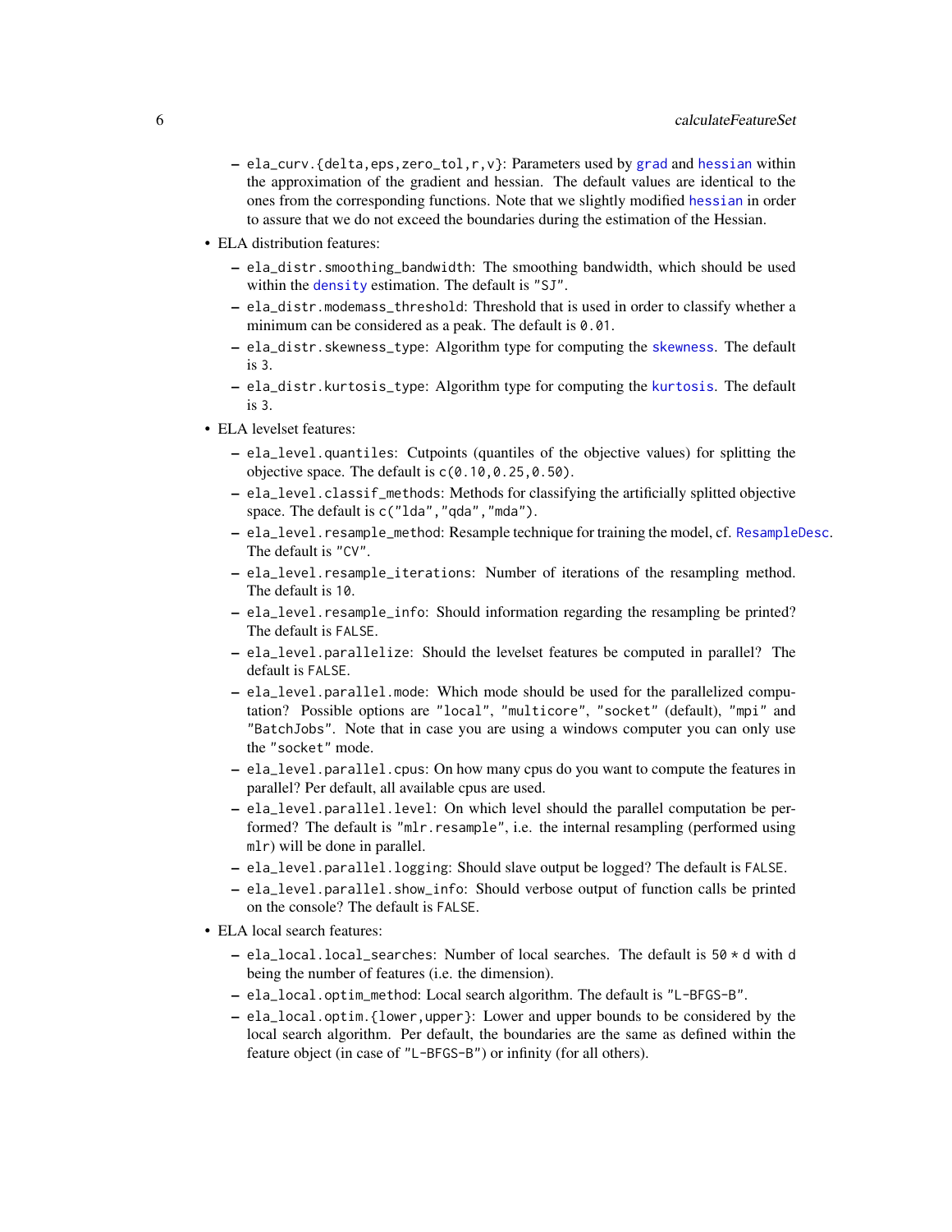- ela_curv.{delta,eps,zero_tol,r,v}: Parameters used by grad and hessian within the approximation of the gradient and hessian. The default values are identical to the ones from the corresponding functions. Note that we slightly modified hessian in order to assure that we do not exceed the boundaries during the estimation of the Hessian.

- ELA distribution features:
  - ela_distr.smoothing_bandwidth: The smoothing bandwidth, which should be used within the density estimation. The default is "SJ".
  - ela_distr.modemass_threshold: Threshold that is used in order to classify whether a minimum can be considered as a peak. The default is 0.01.
  - ela_distr.skewness_type: Algorithm type for computing the skewness. The default is 3.
  - ela_distr.kurtosis_type: Algorithm type for computing the kurtosis. The default is 3.

- ELA levelset features:
  - ela_level.quantiles: Cutpoints (quantiles of the objective values) for splitting the objective space. The default is c(0.10,0.25,0.50).
  - ela_level.classif_methods: Methods for classifying the artificially splitted objective space. The default is c("lda","qda","mda").
  - ela_level.resample_method: Resample technique for training the model, cf. ResampleDesc. The default is "CV".
  - ela_level.resample_iterations: Number of iterations of the resampling method. The default is 10.
  - ela_level.resample_info: Should information regarding the resampling be printed? The default is FALSE.
  - ela_level.parallelize: Should the levelset features be computed in parallel? The default is FALSE.
  - ela_level.parallel.mode: Which mode should be used for the parallelized computation? Possible options are "local", "multicore", "socket" (default), "mpi" and "BatchJobs". Note that in case you are using a windows computer you can only use the "socket" mode.
  - ela_level.parallel.cpus: On how many cpus do you want to compute the features in parallel? Per default, all available cpus are used.
  - ela_level.parallel.level: On which level should the parallel computation be performed? The default is "mlr.resample", i.e. the internal resampling (performed using mlr) will be done in parallel.
  - ela_level.parallel.logging: Should slave output be logged? The default is FALSE.
  - ela_level.parallel.show_info: Should verbose output of function calls be printed on the console? The default is FALSE.

- ELA local search features:
  - ela_local.local_searches: Number of local searches. The default is 50 * d with d being the number of features (i.e. the dimension).
  - ela_local.optim_method: Local search algorithm. The default is "L-BFGS-B".
  - ela_local.optim.{lower,upper}: Lower and upper bounds to be considered by the local search algorithm. Per default, the boundaries are the same as defined within the feature object (in case of "L-BFGS-B") or infinity (for all others).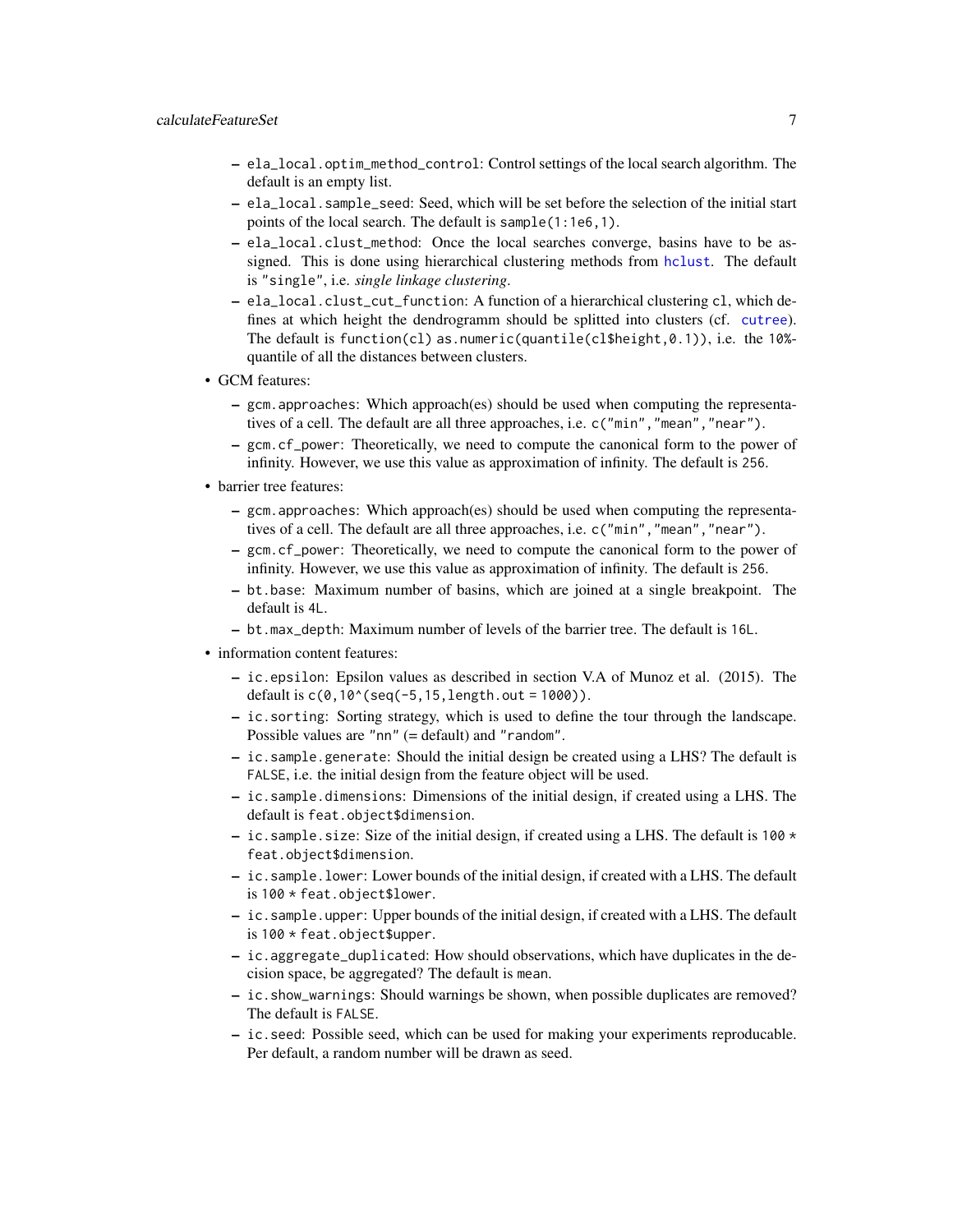- `ela_local.optim_method_control`: Control settings of the local search algorithm. The default is an empty list.
  - `ela_local.sample_seed`: Seed, which will be set before the selection of the initial start points of the local search. The default is `sample(1:1e6,1)`.
  - `ela_local.clust_method`: Once the local searches converge, basins have to be assigned. This is done using hierarchical clustering methods from `hclust`. The default is `"single"`, i.e. *single linkage clustering*.
  - `ela_local.clust_cut_function`: A function of a hierarchical clustering `cl`, which defines at which height the dendrogramm should be splitted into clusters (cf. `cutree`). The default is `function(cl) as.numeric(quantile(cl$height,0.1))`, i.e. the `10%`-quantile of all the distances between clusters.
- GCM features:
  - `gcm.approaches`: Which approach(es) should be used when computing the representatives of a cell. The default are all three approaches, i.e. `c("min","mean","near")`.
  - `gcm.cf_power`: Theoretically, we need to compute the canonical form to the power of infinity. However, we use this value as approximation of infinity. The default is `256`.
- barrier tree features:
  - `gcm.approaches`: Which approach(es) should be used when computing the representatives of a cell. The default are all three approaches, i.e. `c("min","mean","near")`.
  - `gcm.cf_power`: Theoretically, we need to compute the canonical form to the power of infinity. However, we use this value as approximation of infinity. The default is `256`.
  - `bt.base`: Maximum number of basins, which are joined at a single breakpoint. The default is `4L`.
  - `bt.max_depth`: Maximum number of levels of the barrier tree. The default is `16L`.
- information content features:
  - `ic.epsilon`: Epsilon values as described in section V.A of Munoz et al. (2015). The default is `c(0,10^(seq(-5,15,length.out = 1000))`.
  - `ic.sorting`: Sorting strategy, which is used to define the tour through the landscape. Possible values are `"nn"` (= default) and `"random"`.
  - `ic.sample.generate`: Should the initial design be created using a LHS? The default is `FALSE`, i.e. the initial design from the feature object will be used.
  - `ic.sample.dimensions`: Dimensions of the initial design, if created using a LHS. The default is `feat.object$dimension`.
  - `ic.sample.size`: Size of the initial design, if created using a LHS. The default is `100 * feat.object$dimension`.
  - `ic.sample.lower`: Lower bounds of the initial design, if created with a LHS. The default is `100 * feat.object$lower`.
  - `ic.sample.upper`: Upper bounds of the initial design, if created with a LHS. The default is `100 * feat.object$upper`.
  - `ic.aggregate_duplicated`: How should observations, which have duplicates in the decision space, be aggregated? The default is `mean`.
  - `ic.show_warnings`: Should warnings be shown, when possible duplicates are removed? The default is `FALSE`.
  - `ic.seed`: Possible seed, which can be used for making your experiments reproducable. Per default, a random number will be drawn as seed.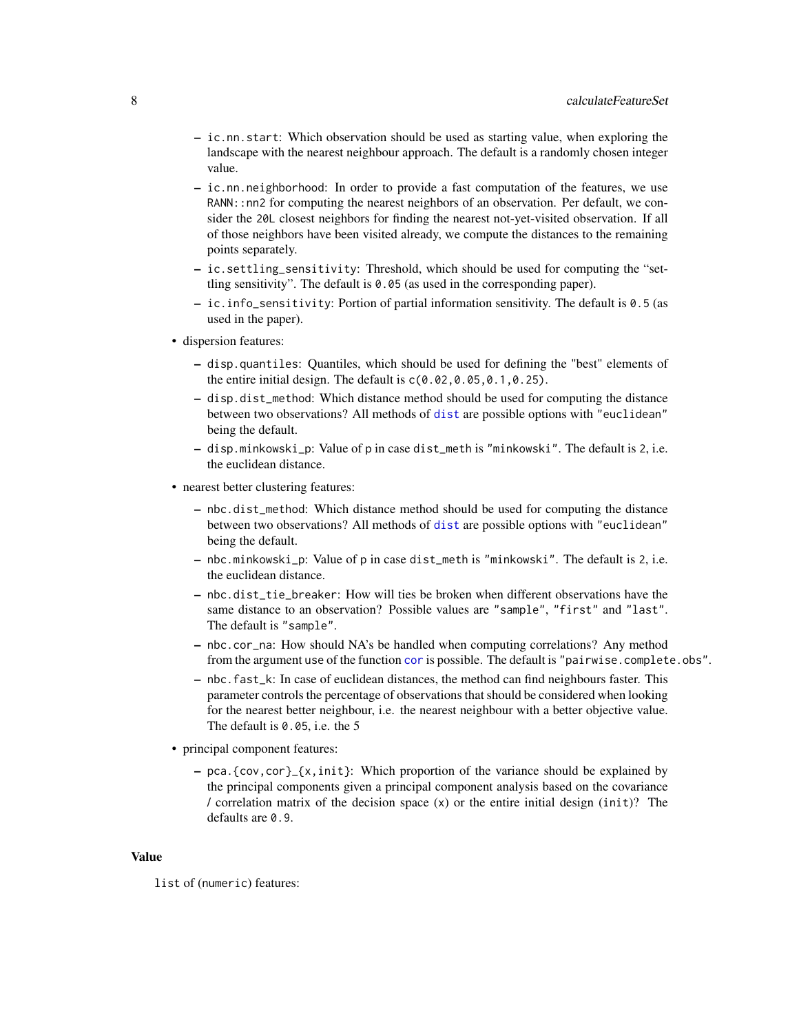- ic.nn.start: Which observation should be used as starting value, when exploring the landscape with the nearest neighbour approach. The default is a randomly chosen integer value.
- ic.nn.neighborhood: In order to provide a fast computation of the features, we use RANN::nn2 for computing the nearest neighbors of an observation. Per default, we consider the 20L closest neighbors for finding the nearest not-yet-visited observation. If all of those neighbors have been visited already, we compute the distances to the remaining points separately.
- ic.settling_sensitivity: Threshold, which should be used for computing the "settling sensitivity". The default is 0.05 (as used in the corresponding paper).
- ic.info_sensitivity: Portion of partial information sensitivity. The default is 0.5 (as used in the paper).

- dispersion features:
  - disp.quantiles: Quantiles, which should be used for defining the "best" elements of the entire initial design. The default is c(0.02,0.05,0.1,0.25).
  - disp.dist_method: Which distance method should be used for computing the distance between two observations? All methods of dist are possible options with "euclidean" being the default.
  - disp.minkowski_p: Value of p in case dist_meth is "minkowski". The default is 2, i.e. the euclidean distance.
- nearest better clustering features:
  - nbc.dist_method: Which distance method should be used for computing the distance between two observations? All methods of dist are possible options with "euclidean" being the default.
  - nbc.minkowski_p: Value of p in case dist_meth is "minkowski". The default is 2, i.e. the euclidean distance.
  - nbc.dist_tie_breaker: How will ties be broken when different observations have the same distance to an observation? Possible values are "sample", "first" and "last". The default is "sample".
  - nbc.cor_na: How should NA's be handled when computing correlations? Any method from the argument use of the function cor is possible. The default is "pairwise.complete.obs".
  - nbc.fast_k: In case of euclidean distances, the method can find neighbours faster. This parameter controls the percentage of observations that should be considered when looking for the nearest better neighbour, i.e. the nearest neighbour with a better objective value. The default is 0.05, i.e. the 5
- principal component features:
  - pca.{cov,cor}_{x,init}: Which proportion of the variance should be explained by the principal components given a principal component analysis based on the covariance / correlation matrix of the decision space (x) or the entire initial design (init)? The defaults are 0.9.

## Value

list of (numeric) features: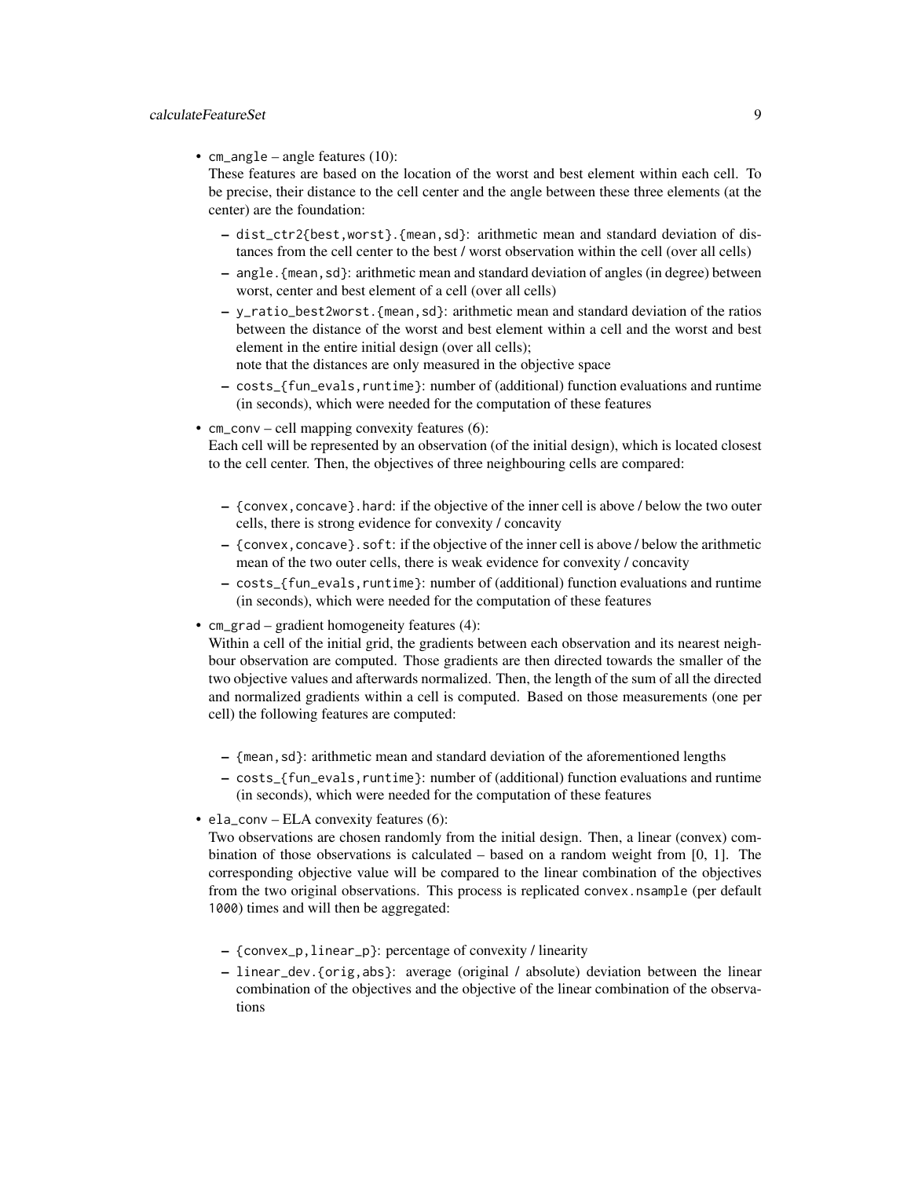- `cm_angle` – angle features (10):
  These features are based on the location of the worst and best element within each cell. To be precise, their distance to the cell center and the angle between these three elements (at the center) are the foundation:
  - `dist_ctr2{best,worst}.{mean,sd}`: arithmetic mean and standard deviation of distances from the cell center to the best / worst observation within the cell (over all cells)
  - `angle.{mean,sd}`: arithmetic mean and standard deviation of angles (in degree) between worst, center and best element of a cell (over all cells)
  - `y_ratio_best2worst.{mean,sd}`: arithmetic mean and standard deviation of the ratios between the distance of the worst and best element within a cell and the worst and best element in the entire initial design (over all cells);
    note that the distances are only measured in the objective space
  - `costs_{fun_evals,runtime}`: number of (additional) function evaluations and runtime (in seconds), which were needed for the computation of these features
- `cm_conv` – cell mapping convexity features (6):
  Each cell will be represented by an observation (of the initial design), which is located closest to the cell center. Then, the objectives of three neighbouring cells are compared:
  - `{convex,concave}.hard`: if the objective of the inner cell is above / below the two outer cells, there is strong evidence for convexity / concavity
  - `{convex,concave}.soft`: if the objective of the inner cell is above / below the arithmetic mean of the two outer cells, there is weak evidence for convexity / concavity
  - `costs_{fun_evals,runtime}`: number of (additional) function evaluations and runtime (in seconds), which were needed for the computation of these features
- `cm_grad` – gradient homogeneity features (4):
  Within a cell of the initial grid, the gradients between each observation and its nearest neighbour observation are computed. Those gradients are then directed towards the smaller of the two objective values and afterwards normalized. Then, the length of the sum of all the directed and normalized gradients within a cell is computed. Based on those measurements (one per cell) the following features are computed:
  - `{mean,sd}`: arithmetic mean and standard deviation of the aforementioned lengths
  - `costs_{fun_evals,runtime}`: number of (additional) function evaluations and runtime (in seconds), which were needed for the computation of these features
- `ela_conv` – ELA convexity features (6):
  Two observations are chosen randomly from the initial design. Then, a linear (convex) combination of those observations is calculated – based on a random weight from [0, 1]. The corresponding objective value will be compared to the linear combination of the objectives from the two original observations. This process is replicated `convex.nsample` (per default `1000`) times and will then be aggregated:
  - `{convex_p,linear_p}`: percentage of convexity / linearity
  - `linear_dev.{orig,abs}`: average (original / absolute) deviation between the linear combination of the objectives and the objective of the linear combination of the observations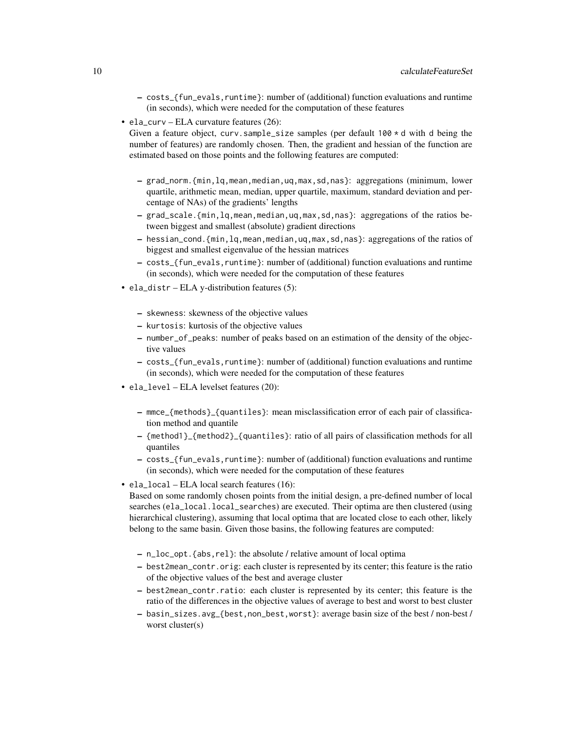- `costs_{fun_evals,runtime}`: number of (additional) function evaluations and runtime (in seconds), which were needed for the computation of these features

- `ela_curv` – ELA curvature features (26):
  Given a feature object, `curv.sample_size` samples (per default `100 * d` with `d` being the number of features) are randomly chosen. Then, the gradient and hessian of the function are estimated based on those points and the following features are computed:

  - `grad_norm.{min,lq,mean,median,uq,max,sd,nas}`: aggregations (minimum, lower quartile, arithmetic mean, median, upper quartile, maximum, standard deviation and percentage of NAs) of the gradients' lengths
  - `grad_scale.{min,lq,mean,median,uq,max,sd,nas}`: aggregations of the ratios between biggest and smallest (absolute) gradient directions
  - `hessian_cond.{min,lq,mean,median,uq,max,sd,nas}`: aggregations of the ratios of biggest and smallest eigenvalue of the hessian matrices
  - `costs_{fun_evals,runtime}`: number of (additional) function evaluations and runtime (in seconds), which were needed for the computation of these features

- `ela_distr` – ELA y-distribution features (5):

  - `skewness`: skewness of the objective values
  - `kurtosis`: kurtosis of the objective values
  - `number_of_peaks`: number of peaks based on an estimation of the density of the objective values
  - `costs_{fun_evals,runtime}`: number of (additional) function evaluations and runtime (in seconds), which were needed for the computation of these features

- `ela_level` – ELA levelset features (20):

  - `mmce_{methods}_{quantiles}`: mean misclassification error of each pair of classification method and quantile
  - `{method1}_{method2}_{quantiles}`: ratio of all pairs of classification methods for all quantiles
  - `costs_{fun_evals,runtime}`: number of (additional) function evaluations and runtime (in seconds), which were needed for the computation of these features

- `ela_local` – ELA local search features (16):
  Based on some randomly chosen points from the initial design, a pre-defined number of local searches (`ela_local.local_searches`) are executed. Their optima are then clustered (using hierarchical clustering), assuming that local optima that are located close to each other, likely belong to the same basin. Given those basins, the following features are computed:

  - `n_loc_opt.{abs,rel}`: the absolute / relative amount of local optima
  - `best2mean_contr.orig`: each cluster is represented by its center; this feature is the ratio of the objective values of the best and average cluster
  - `best2mean_contr.ratio`: each cluster is represented by its center; this feature is the ratio of the differences in the objective values of average to best and worst to best cluster
  - `basin_sizes.avg_{best,non_best,worst}`: average basin size of the best / non-best / worst cluster(s)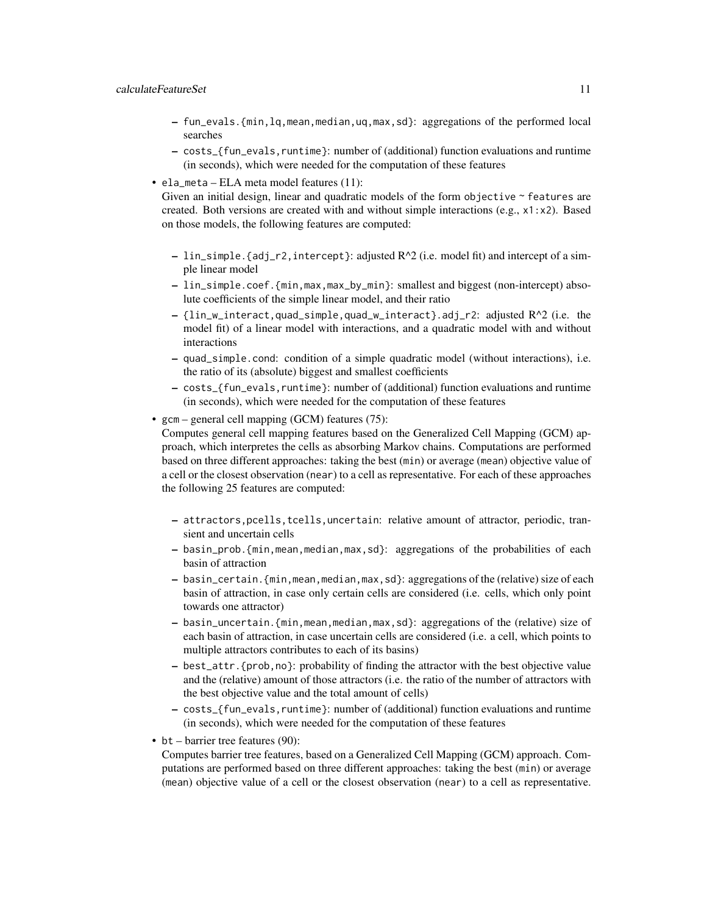- fun_evals.{min,lq,mean,median,uq,max,sd}: aggregations of the performed local searches
  - costs_{fun_evals,runtime}: number of (additional) function evaluations and runtime (in seconds), which were needed for the computation of these features
- ela_meta – ELA meta model features (11):
  Given an initial design, linear and quadratic models of the form objective ~ features are created. Both versions are created with and without simple interactions (e.g., x1:x2). Based on those models, the following features are computed:
  - lin_simple.{adj_r2,intercept}: adjusted R^2 (i.e. model fit) and intercept of a simple linear model
  - lin_simple.coef.{min,max,max_by_min}: smallest and biggest (non-intercept) absolute coefficients of the simple linear model, and their ratio
  - {lin_w_interact,quad_simple,quad_w_interact}.adj_r2: adjusted R^2 (i.e. the model fit) of a linear model with interactions, and a quadratic model with and without interactions
  - quad_simple.cond: condition of a simple quadratic model (without interactions), i.e. the ratio of its (absolute) biggest and smallest coefficients
  - costs_{fun_evals,runtime}: number of (additional) function evaluations and runtime (in seconds), which were needed for the computation of these features
- gcm – general cell mapping (GCM) features (75):
  Computes general cell mapping features based on the Generalized Cell Mapping (GCM) approach, which interpretes the cells as absorbing Markov chains. Computations are performed based on three different approaches: taking the best (min) or average (mean) objective value of a cell or the closest observation (near) to a cell as representative. For each of these approaches the following 25 features are computed:
  - attractors,pcells,tcells,uncertain: relative amount of attractor, periodic, transient and uncertain cells
  - basin_prob.{min,mean,median,max,sd}: aggregations of the probabilities of each basin of attraction
  - basin_certain.{min,mean,median,max,sd}: aggregations of the (relative) size of each basin of attraction, in case only certain cells are considered (i.e. cells, which only point towards one attractor)
  - basin_uncertain.{min,mean,median,max,sd}: aggregations of the (relative) size of each basin of attraction, in case uncertain cells are considered (i.e. a cell, which points to multiple attractors contributes to each of its basins)
  - best_attr.{prob,no}: probability of finding the attractor with the best objective value and the (relative) amount of those attractors (i.e. the ratio of the number of attractors with the best objective value and the total amount of cells)
  - costs_{fun_evals,runtime}: number of (additional) function evaluations and runtime (in seconds), which were needed for the computation of these features
- bt – barrier tree features (90):
  Computes barrier tree features, based on a Generalized Cell Mapping (GCM) approach. Computations are performed based on three different approaches: taking the best (min) or average (mean) objective value of a cell or the closest observation (near) to a cell as representative.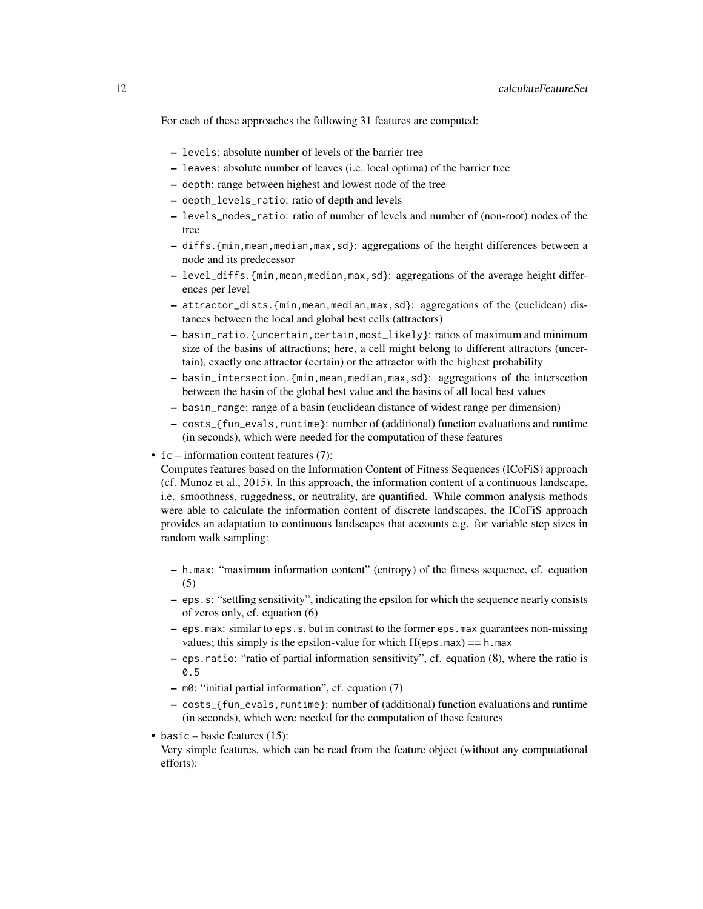For each of these approaches the following 31 features are computed:

- `levels`: absolute number of levels of the barrier tree
- `leaves`: absolute number of leaves (i.e. local optima) of the barrier tree
- `depth`: range between highest and lowest node of the tree
- `depth_levels_ratio`: ratio of depth and levels
- `levels_nodes_ratio`: ratio of number of levels and number of (non-root) nodes of the tree
- `diffs.{min,mean,median,max,sd}`: aggregations of the height differences between a node and its predecessor
- `level_diffs.{min,mean,median,max,sd}`: aggregations of the average height differences per level
- `attractor_dists.{min,mean,median,max,sd}`: aggregations of the (euclidean) distances between the local and global best cells (attractors)
- `basin_ratio.{uncertain,certain,most_likely}`: ratios of maximum and minimum size of the basins of attractions; here, a cell might belong to different attractors (uncertain), exactly one attractor (certain) or the attractor with the highest probability
- `basin_intersection.{min,mean,median,max,sd}`: aggregations of the intersection between the basin of the global best value and the basins of all local best values
- `basin_range`: range of a basin (euclidean distance of widest range per dimension)
- `costs_{fun_evals,runtime}`: number of (additional) function evaluations and runtime (in seconds), which were needed for the computation of these features

- `ic` – information content features (7):
  Computes features based on the Information Content of Fitness Sequences (ICoFiS) approach (cf. Munoz et al., 2015). In this approach, the information content of a continuous landscape, i.e. smoothness, ruggedness, or neutrality, are quantified. While common analysis methods were able to calculate the information content of discrete landscapes, the ICoFiS approach provides an adaptation to continuous landscapes that accounts e.g. for variable step sizes in random walk sampling:

  - `h.max`: "maximum information content" (entropy) of the fitness sequence, cf. equation (5)
  - `eps.s`: "settling sensitivity", indicating the epsilon for which the sequence nearly consists of zeros only, cf. equation (6)
  - `eps.max`: similar to `eps.s`, but in contrast to the former `eps.max` guarantees non-missing values; this simply is the epsilon-value for which H(`eps.max`) == `h.max`
  - `eps.ratio`: "ratio of partial information sensitivity", cf. equation (8), where the ratio is `0.5`
  - `m0`: "initial partial information", cf. equation (7)
  - `costs_{fun_evals,runtime}`: number of (additional) function evaluations and runtime (in seconds), which were needed for the computation of these features

- `basic` – basic features (15):
  Very simple features, which can be read from the feature object (without any computational efforts):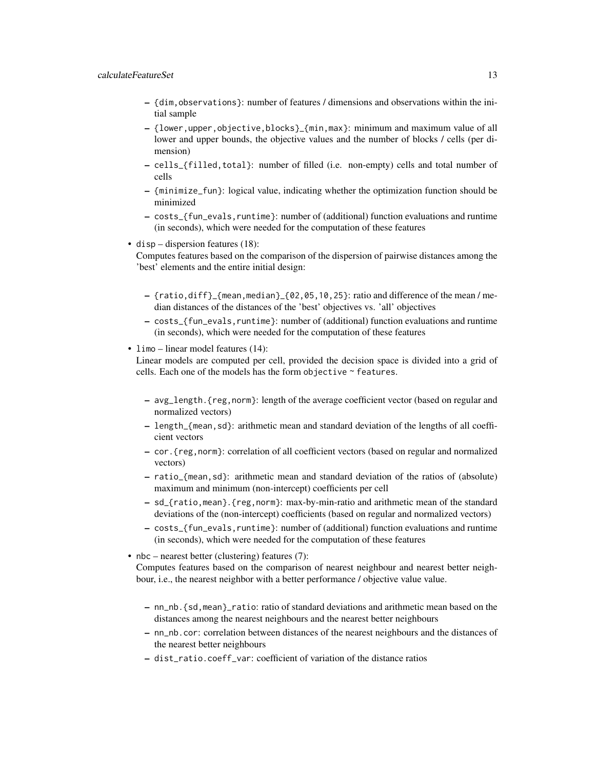- `{dim,observations}`: number of features / dimensions and observations within the initial sample
  - `{lower,upper,objective,blocks}_{min,max}`: minimum and maximum value of all lower and upper bounds, the objective values and the number of blocks / cells (per dimension)
  - `cells_{filled,total}`: number of filled (i.e. non-empty) cells and total number of cells
  - `{minimize_fun}`: logical value, indicating whether the optimization function should be minimized
  - `costs_{fun_evals,runtime}`: number of (additional) function evaluations and runtime (in seconds), which were needed for the computation of these features

- `disp` – dispersion features (18):
  Computes features based on the comparison of the dispersion of pairwise distances among the 'best' elements and the entire initial design:

  - `{ratio,diff}_{mean,median}_{02,05,10,25}`: ratio and difference of the mean / median distances of the distances of the 'best' objectives vs. 'all' objectives
  - `costs_{fun_evals,runtime}`: number of (additional) function evaluations and runtime (in seconds), which were needed for the computation of these features

- `limo` – linear model features (14):
  Linear models are computed per cell, provided the decision space is divided into a grid of cells. Each one of the models has the form `objective ~ features`.

  - `avg_length.{reg,norm}`: length of the average coefficient vector (based on regular and normalized vectors)
  - `length_{mean,sd}`: arithmetic mean and standard deviation of the lengths of all coefficient vectors
  - `cor.{reg,norm}`: correlation of all coefficient vectors (based on regular and normalized vectors)
  - `ratio_{mean,sd}`: arithmetic mean and standard deviation of the ratios of (absolute) maximum and minimum (non-intercept) coefficients per cell
  - `sd_{ratio,mean}.{reg,norm}`: max-by-min-ratio and arithmetic mean of the standard deviations of the (non-intercept) coefficients (based on regular and normalized vectors)
  - `costs_{fun_evals,runtime}`: number of (additional) function evaluations and runtime (in seconds), which were needed for the computation of these features

- `nbc` – nearest better (clustering) features (7):
  Computes features based on the comparison of nearest neighbour and nearest better neighbour, i.e., the nearest neighbor with a better performance / objective value value.

  - `nn_nb.{sd,mean}_ratio`: ratio of standard deviations and arithmetic mean based on the distances among the nearest neighbours and the nearest better neighbours
  - `nn_nb.cor`: correlation between distances of the nearest neighbours and the distances of the nearest better neighbours
  - `dist_ratio.coeff_var`: coefficient of variation of the distance ratios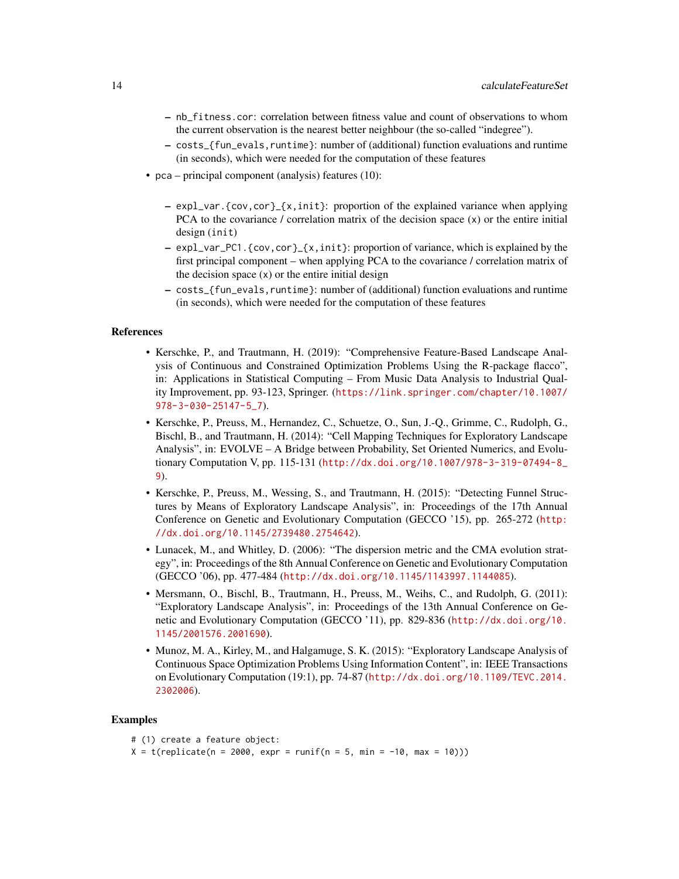- `nb_fitness.cor`: correlation between fitness value and count of observations to whom the current observation is the nearest better neighbour (the so-called "indegree").
  - `costs_{fun_evals,runtime}`: number of (additional) function evaluations and runtime (in seconds), which were needed for the computation of these features
- `pca` – principal component (analysis) features (10):
  - `expl_var.{cov,cor}_{x,init}`: proportion of the explained variance when applying PCA to the covariance / correlation matrix of the decision space (`x`) or the entire initial design (`init`)
  - `expl_var_PC1.{cov,cor}_{x,init}`: proportion of variance, which is explained by the first principal component – when applying PCA to the covariance / correlation matrix of the decision space (`x`) or the entire initial design
  - `costs_{fun_evals,runtime}`: number of (additional) function evaluations and runtime (in seconds), which were needed for the computation of these features

### References

- Kerschke, P., and Trautmann, H. (2019): "Comprehensive Feature-Based Landscape Analysis of Continuous and Constrained Optimization Problems Using the R-package flacco", in: Applications in Statistical Computing – From Music Data Analysis to Industrial Quality Improvement, pp. 93-123, Springer. (https://link.springer.com/chapter/10.1007/978-3-030-25147-5_7).
- Kerschke, P., Preuss, M., Hernandez, C., Schuetze, O., Sun, J.-Q., Grimme, C., Rudolph, G., Bischl, B., and Trautmann, H. (2014): "Cell Mapping Techniques for Exploratory Landscape Analysis", in: EVOLVE – A Bridge between Probability, Set Oriented Numerics, and Evolutionary Computation V, pp. 115-131 (http://dx.doi.org/10.1007/978-3-319-07494-8_9).
- Kerschke, P., Preuss, M., Wessing, S., and Trautmann, H. (2015): "Detecting Funnel Structures by Means of Exploratory Landscape Analysis", in: Proceedings of the 17th Annual Conference on Genetic and Evolutionary Computation (GECCO '15), pp. 265-272 (http://dx.doi.org/10.1145/2739480.2754642).
- Lunacek, M., and Whitley, D. (2006): "The dispersion metric and the CMA evolution strategy", in: Proceedings of the 8th Annual Conference on Genetic and Evolutionary Computation (GECCO '06), pp. 477-484 (http://dx.doi.org/10.1145/1143997.1144085).
- Mersmann, O., Bischl, B., Trautmann, H., Preuss, M., Weihs, C., and Rudolph, G. (2011): "Exploratory Landscape Analysis", in: Proceedings of the 13th Annual Conference on Genetic and Evolutionary Computation (GECCO '11), pp. 829-836 (http://dx.doi.org/10.1145/2001576.2001690).
- Munoz, M. A., Kirley, M., and Halgamuge, S. K. (2015): "Exploratory Landscape Analysis of Continuous Space Optimization Problems Using Information Content", in: IEEE Transactions on Evolutionary Computation (19:1), pp. 74-87 (http://dx.doi.org/10.1109/TEVC.2014.2302006).

### Examples

```
# (1) create a feature object:
X = t(replicate(n = 2000, expr = runif(n = 5, min = -10, max = 10)))
```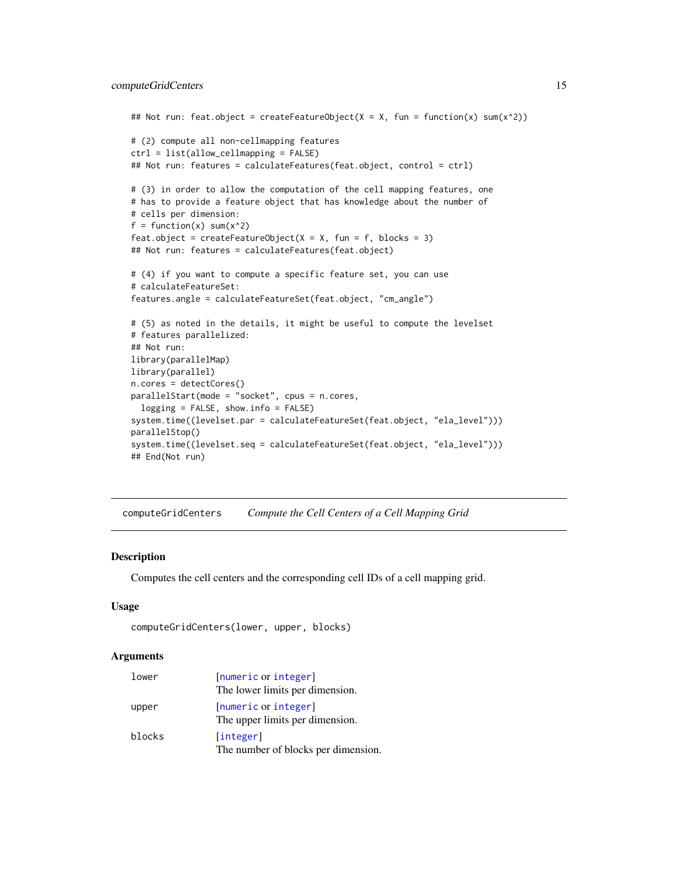```
## Not run: feat.object = createFeatureObject(X = X, fun = function(x) sum(x^2))

# (2) compute all non-cellmapping features
ctrl = list(allow_cellmapping = FALSE)
## Not run: features = calculateFeatures(feat.object, control = ctrl)

# (3) in order to allow the computation of the cell mapping features, one
# has to provide a feature object that has knowledge about the number of
# cells per dimension:
f = function(x) sum(x^2)
feat.object = createFeatureObject(X = X, fun = f, blocks = 3)
## Not run: features = calculateFeatures(feat.object)

# (4) if you want to compute a specific feature set, you can use
# calculateFeatureSet:
features.angle = calculateFeatureSet(feat.object, "cm_angle")

# (5) as noted in the details, it might be useful to compute the levelset
# features parallelized:
## Not run:
library(parallelMap)
library(parallel)
n.cores = detectCores()
parallelStart(mode = "socket", cpus = n.cores,
  logging = FALSE, show.info = FALSE)
system.time((levelset.par = calculateFeatureSet(feat.object, "ela_level")))
parallelStop()
system.time((levelset.seq = calculateFeatureSet(feat.object, "ela_level")))
## End(Not run)
```

---

## computeGridCenters — *Compute the Cell Centers of a Cell Mapping Grid*

### Description

Computes the cell centers and the corresponding cell IDs of a cell mapping grid.

### Usage

```
computeGridCenters(lower, upper, blocks)
```

### Arguments

| | |
|---|---|
| `lower` | [numeric or integer]<br>The lower limits per dimension. |
| `upper` | [numeric or integer]<br>The upper limits per dimension. |
| `blocks` | [integer]<br>The number of blocks per dimension. |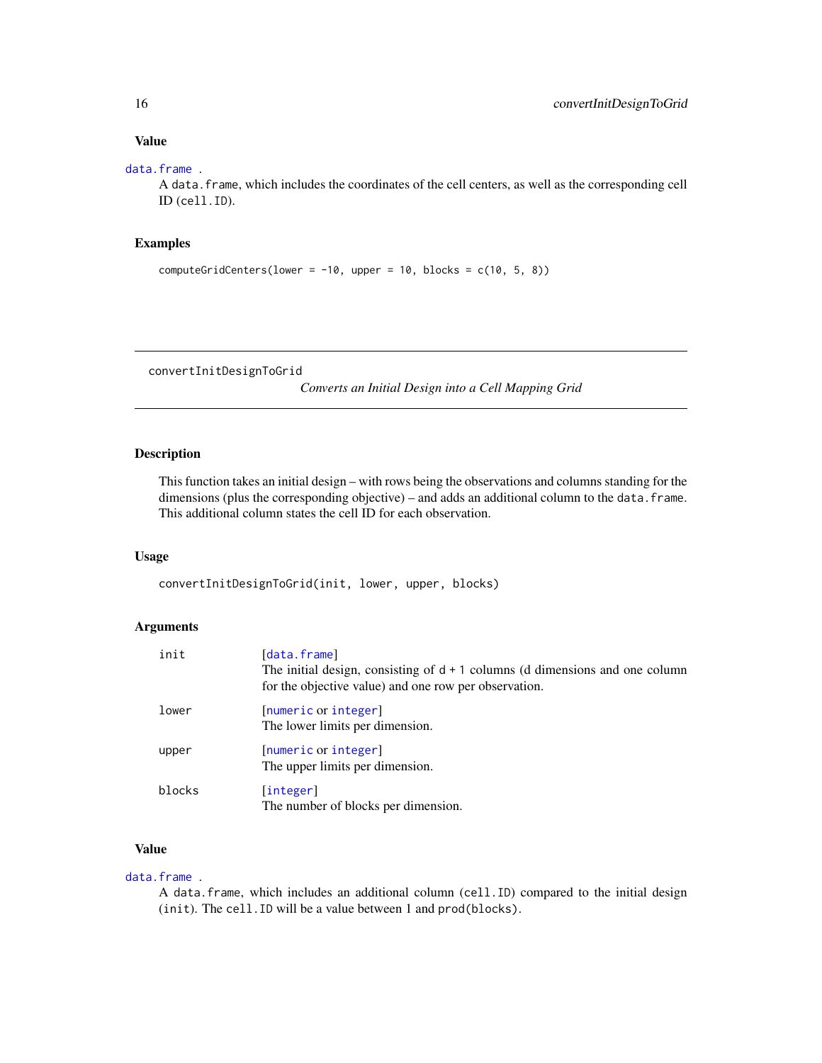### Value

data.frame .
A data.frame, which includes the coordinates of the cell centers, as well as the corresponding cell ID (cell.ID).

### Examples

```
computeGridCenters(lower = -10, upper = 10, blocks = c(10, 5, 8))
```

---

## convertInitDesignToGrid

*Converts an Initial Design into a Cell Mapping Grid*

### Description

This function takes an initial design – with rows being the observations and columns standing for the dimensions (plus the corresponding objective) – and adds an additional column to the data.frame. This additional column states the cell ID for each observation.

### Usage

```
convertInitDesignToGrid(init, lower, upper, blocks)
```

### Arguments

| | |
|---|---|
| init | [data.frame] The initial design, consisting of d + 1 columns (d dimensions and one column for the objective value) and one row per observation. |
| lower | [numeric or integer] The lower limits per dimension. |
| upper | [numeric or integer] The upper limits per dimension. |
| blocks | [integer] The number of blocks per dimension. |

### Value

data.frame .
A data.frame, which includes an additional column (cell.ID) compared to the initial design (init). The cell.ID will be a value between 1 and prod(blocks).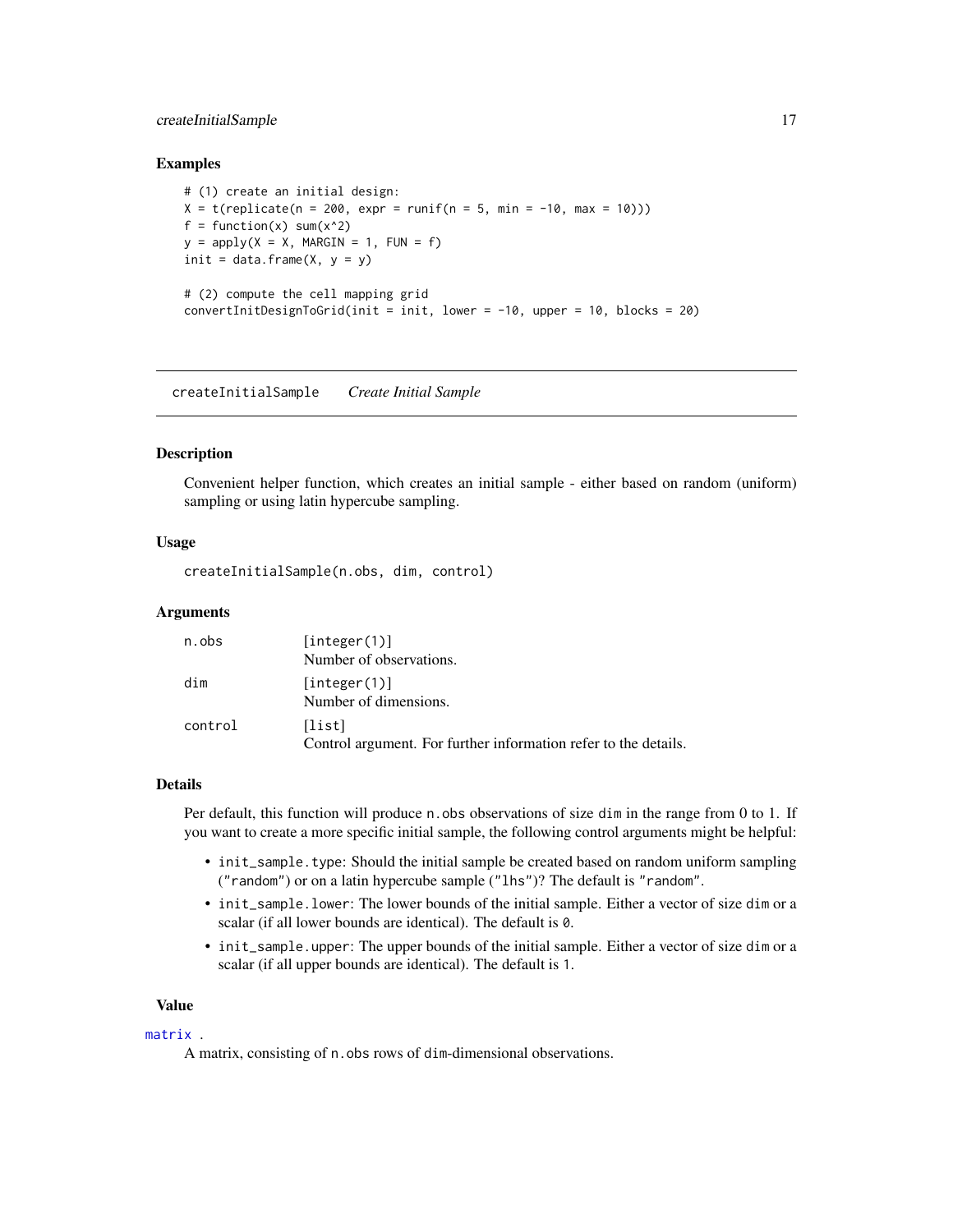### Examples

```
# (1) create an initial design:
X = t(replicate(n = 200, expr = runif(n = 5, min = -10, max = 10)))
f = function(x) sum(x^2)
y = apply(X = X, MARGIN = 1, FUN = f)
init = data.frame(X, y = y)

# (2) compute the cell mapping grid
convertInitDesignToGrid(init = init, lower = -10, upper = 10, blocks = 20)
```

---

## createInitialSample    *Create Initial Sample*

### Description

Convenient helper function, which creates an initial sample - either based on random (uniform) sampling or using latin hypercube sampling.

### Usage

```
createInitialSample(n.obs, dim, control)
```

### Arguments

| | |
|---|---|
| `n.obs` | `[integer(1)]` Number of observations. |
| `dim` | `[integer(1)]` Number of dimensions. |
| `control` | `[list]` Control argument. For further information refer to the details. |

### Details

Per default, this function will produce `n.obs` observations of size `dim` in the range from 0 to 1. If you want to create a more specific initial sample, the following control arguments might be helpful:

- `init_sample.type`: Should the initial sample be created based on random uniform sampling (`"random"`) or on a latin hypercube sample (`"lhs"`)? The default is `"random"`.
- `init_sample.lower`: The lower bounds of the initial sample. Either a vector of size `dim` or a scalar (if all lower bounds are identical). The default is `0`.
- `init_sample.upper`: The upper bounds of the initial sample. Either a vector of size `dim` or a scalar (if all upper bounds are identical). The default is `1`.

### Value

`matrix` .
A matrix, consisting of `n.obs` rows of `dim`-dimensional observations.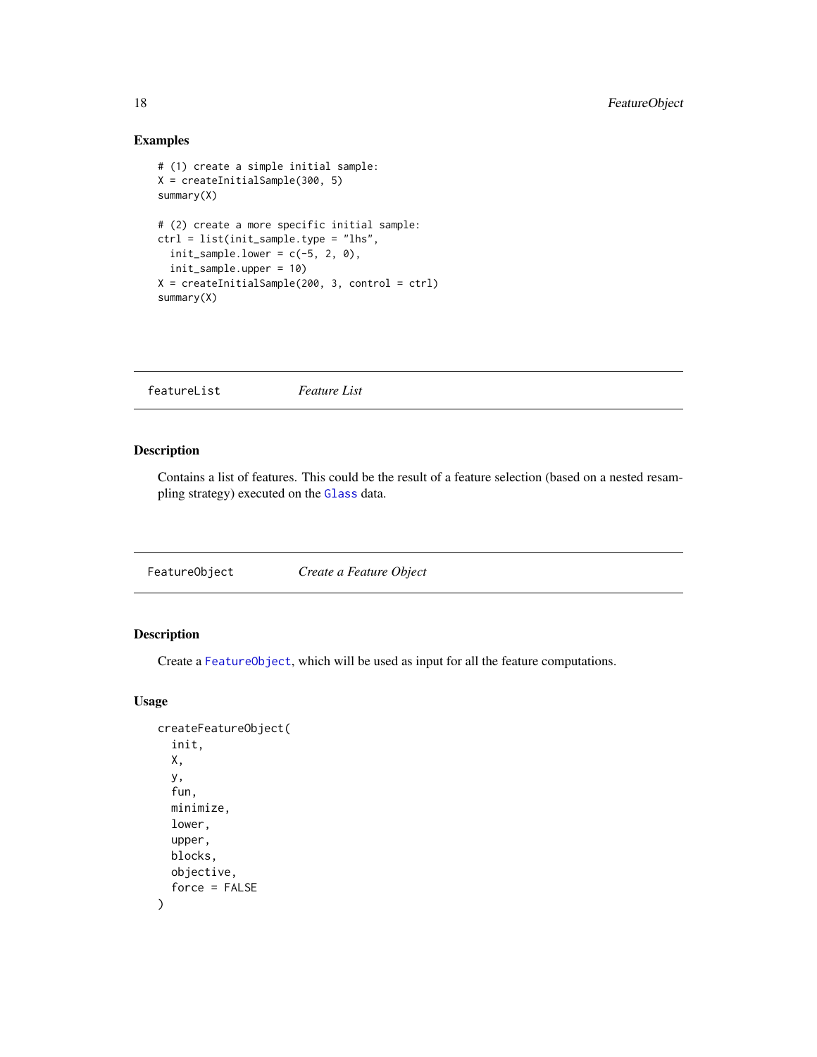### Examples

```
# (1) create a simple initial sample:
X = createInitialSample(300, 5)
summary(X)

# (2) create a more specific initial sample:
ctrl = list(init_sample.type = "lhs",
  init_sample.lower = c(-5, 2, 0),
  init_sample.upper = 10)
X = createInitialSample(200, 3, control = ctrl)
summary(X)
```

---

## featureList &nbsp;&nbsp;&nbsp;&nbsp; *Feature List*

---

### Description

Contains a list of features. This could be the result of a feature selection (based on a nested resampling strategy) executed on the `Glass` data.

---

## FeatureObject &nbsp;&nbsp;&nbsp;&nbsp; *Create a Feature Object*

---

### Description

Create a `FeatureObject`, which will be used as input for all the feature computations.

### Usage

```
createFeatureObject(
  init,
  X,
  y,
  fun,
  minimize,
  lower,
  upper,
  blocks,
  objective,
  force = FALSE
)
```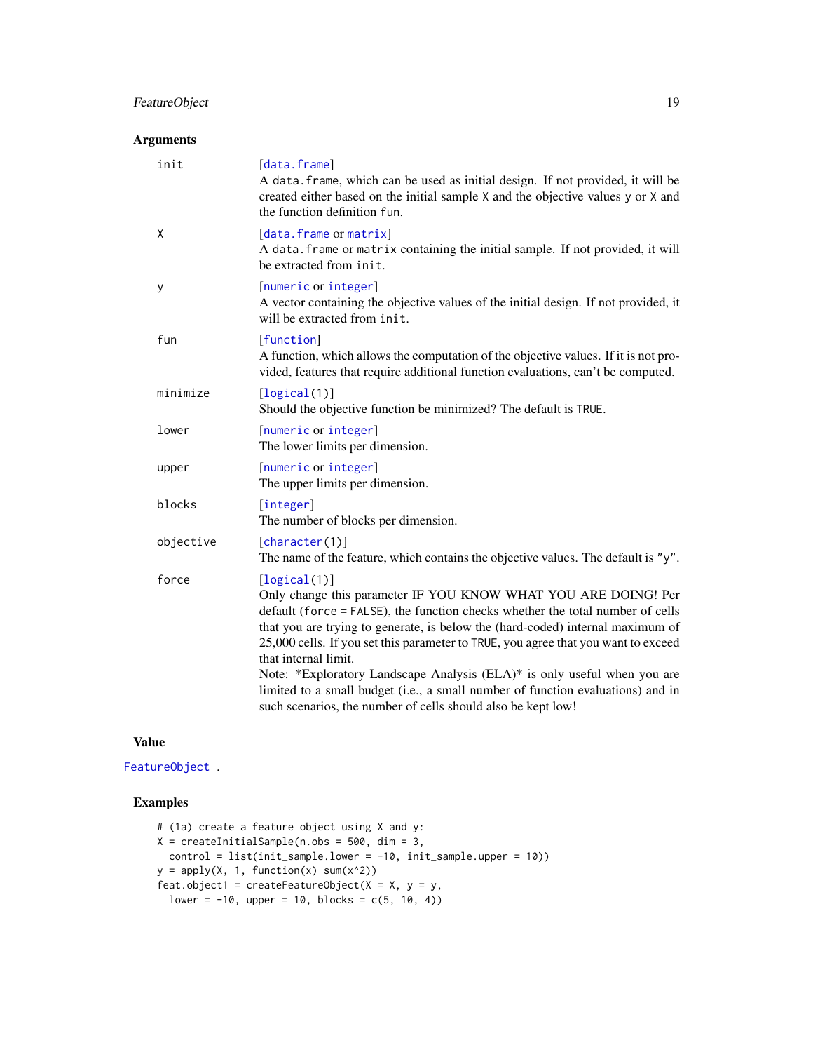## Arguments

- **init** — [data.frame]
  A data.frame, which can be used as initial design. If not provided, it will be created either based on the initial sample X and the objective values y or X and the function definition fun.

- **X** — [data.frame or matrix]
  A data.frame or matrix containing the initial sample. If not provided, it will be extracted from init.

- **y** — [numeric or integer]
  A vector containing the objective values of the initial design. If not provided, it will be extracted from init.

- **fun** — [function]
  A function, which allows the computation of the objective values. If it is not provided, features that require additional function evaluations, can't be computed.

- **minimize** — [logical(1)]
  Should the objective function be minimized? The default is TRUE.

- **lower** — [numeric or integer]
  The lower limits per dimension.

- **upper** — [numeric or integer]
  The upper limits per dimension.

- **blocks** — [integer]
  The number of blocks per dimension.

- **objective** — [character(1)]
  The name of the feature, which contains the objective values. The default is "y".

- **force** — [logical(1)]
  Only change this parameter IF YOU KNOW WHAT YOU ARE DOING! Per default (force = FALSE), the function checks whether the total number of cells that you are trying to generate, is below the (hard-coded) internal maximum of 25,000 cells. If you set this parameter to TRUE, you agree that you want to exceed that internal limit.
  Note: *Exploratory Landscape Analysis (ELA)* is only useful when you are limited to a small budget (i.e., a small number of function evaluations) and in such scenarios, the number of cells should also be kept low!

## Value

FeatureObject .

## Examples

```
# (1a) create a feature object using X and y:
X = createInitialSample(n.obs = 500, dim = 3,
  control = list(init_sample.lower = -10, init_sample.upper = 10))
y = apply(X, 1, function(x) sum(x^2))
feat.object1 = createFeatureObject(X = X, y = y,
  lower = -10, upper = 10, blocks = c(5, 10, 4))
```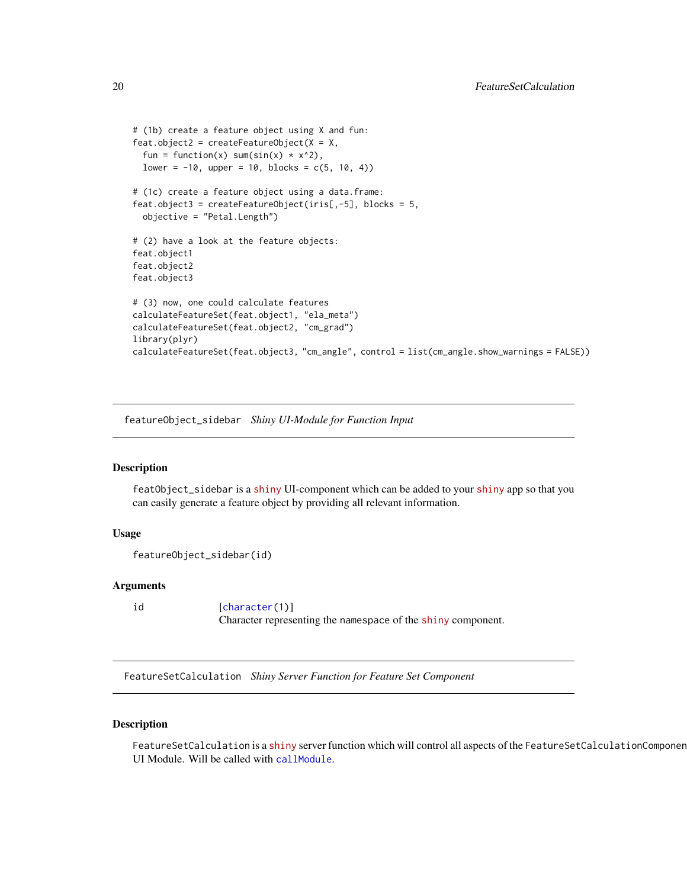```
# (1b) create a feature object using X and fun:
feat.object2 = createFeatureObject(X = X,
  fun = function(x) sum(sin(x) * x^2),
  lower = -10, upper = 10, blocks = c(5, 10, 4))

# (1c) create a feature object using a data.frame:
feat.object3 = createFeatureObject(iris[,-5], blocks = 5,
  objective = "Petal.Length")

# (2) have a look at the feature objects:
feat.object1
feat.object2
feat.object3

# (3) now, one could calculate features
calculateFeatureSet(feat.object1, "ela_meta")
calculateFeatureSet(feat.object2, "cm_grad")
library(plyr)
calculateFeatureSet(feat.object3, "cm_angle", control = list(cm_angle.show_warnings = FALSE))
```

## featureObject_sidebar *Shiny UI-Module for Function Input*

### Description

featObject_sidebar is a shiny UI-component which can be added to your shiny app so that you can easily generate a feature object by providing all relevant information.

### Usage

```
featureObject_sidebar(id)
```

### Arguments

| | |
|---|---|
| id | [character(1)] Character representing the namespace of the shiny component. |

## FeatureSetCalculation *Shiny Server Function for Feature Set Component*

### Description

FeatureSetCalculation is a shiny server function which will control all aspects of the FeatureSetCalculationComponen UI Module. Will be called with callModule.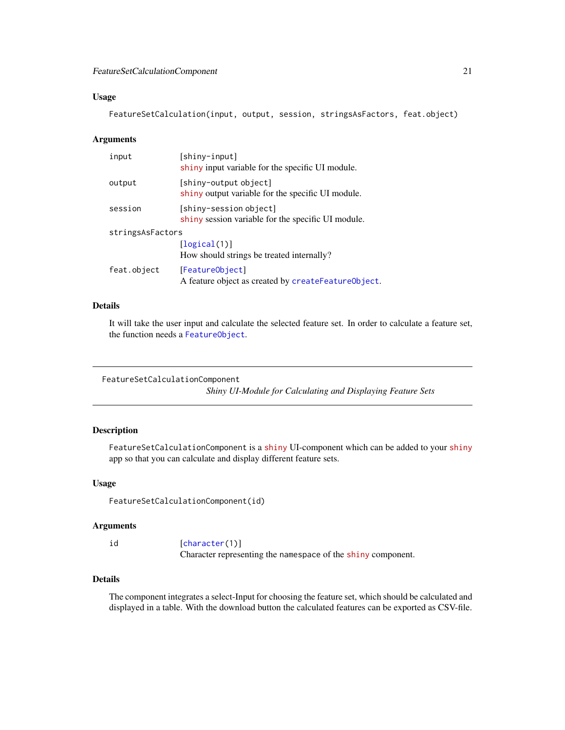### Usage

```
FeatureSetCalculation(input, output, session, stringsAsFactors, feat.object)
```

### Arguments

| | |
|---|---|
| input | [shiny-input]<br>shiny input variable for the specific UI module. |
| output | [shiny-output object]<br>shiny output variable for the specific UI module. |
| session | [shiny-session object]<br>shiny session variable for the specific UI module. |
| stringsAsFactors | [logical(1)]<br>How should strings be treated internally? |
| feat.object | [FeatureObject]<br>A feature object as created by createFeatureObject. |

### Details

It will take the user input and calculate the selected feature set. In order to calculate a feature set, the function needs a FeatureObject.

---

## FeatureSetCalculationComponent

*Shiny UI-Module for Calculating and Displaying Feature Sets*

---

### Description

FeatureSetCalculationComponent is a shiny UI-component which can be added to your shiny app so that you can calculate and display different feature sets.

### Usage

```
FeatureSetCalculationComponent(id)
```

### Arguments

| | |
|---|---|
| id | [character(1)]<br>Character representing the namespace of the shiny component. |

### Details

The component integrates a select-Input for choosing the feature set, which should be calculated and displayed in a table. With the download button the calculated features can be exported as CSV-file.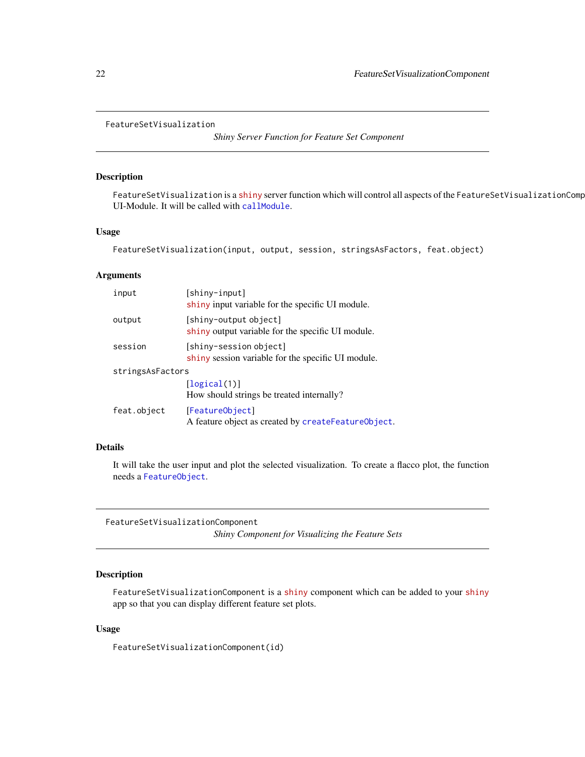## FeatureSetVisualization

*Shiny Server Function for Feature Set Component*

### Description

`FeatureSetVisualization` is a shiny server function which will control all aspects of the `FeatureSetVisualizationComp` UI-Module. It will be called with `callModule`.

### Usage

```
FeatureSetVisualization(input, output, session, stringsAsFactors, feat.object)
```

### Arguments

| | |
|---|---|
| `input` | [shiny-input]<br>shiny input variable for the specific UI module. |
| `output` | [shiny-output object]<br>shiny output variable for the specific UI module. |
| `session` | [shiny-session object]<br>shiny session variable for the specific UI module. |
| `stringsAsFactors` | [logical(1)]<br>How should strings be treated internally? |
| `feat.object` | [FeatureObject]<br>A feature object as created by `createFeatureObject`. |

### Details

It will take the user input and plot the selected visualization. To create a flacco plot, the function needs a `FeatureObject`.

## FeatureSetVisualizationComponent

*Shiny Component for Visualizing the Feature Sets*

### Description

`FeatureSetVisualizationComponent` is a shiny component which can be added to your shiny app so that you can display different feature set plots.

### Usage

```
FeatureSetVisualizationComponent(id)
```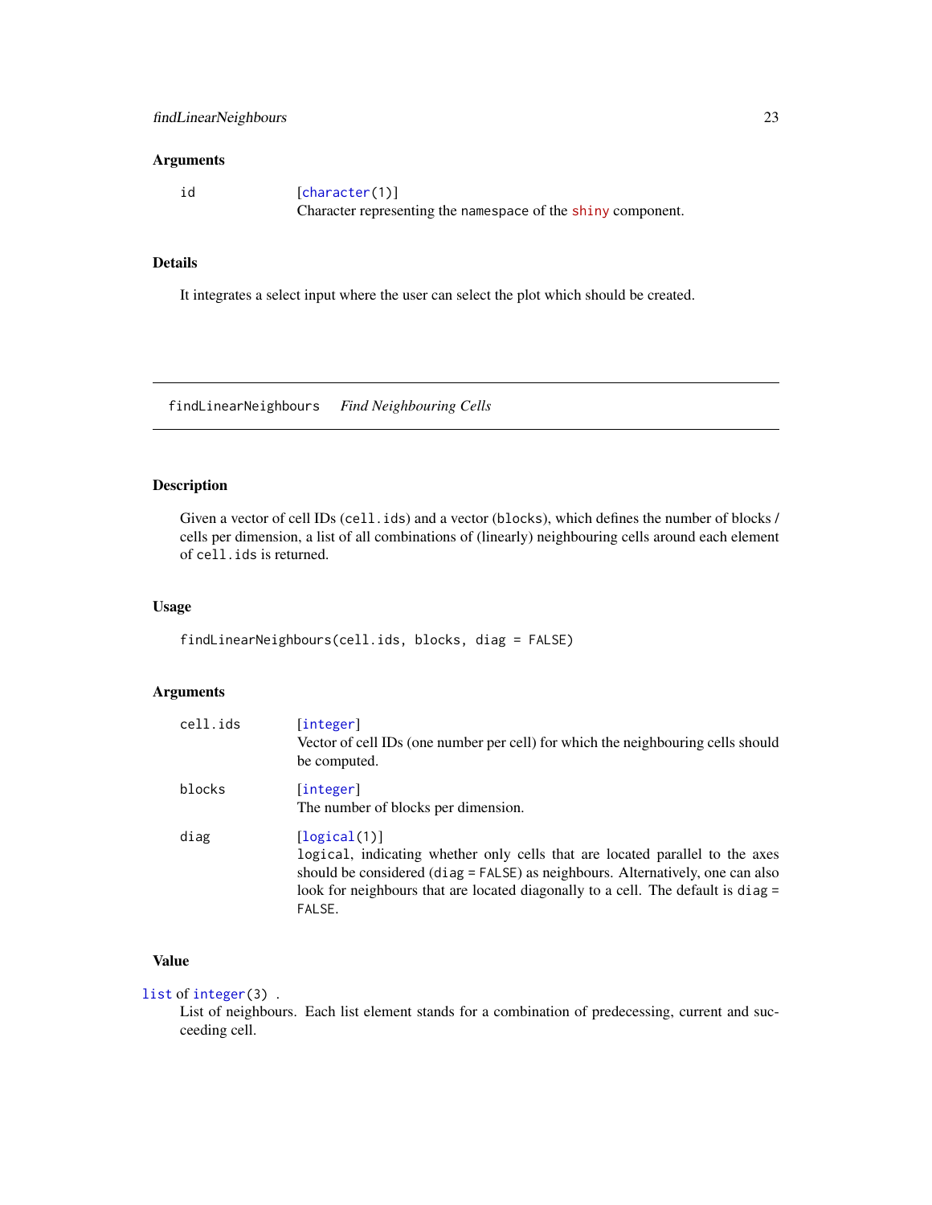## Arguments

| | |
|---|---|
| id | [character(1)]<br>Character representing the namespace of the shiny component. |

## Details

It integrates a select input where the user can select the plot which should be created.

---

# findLinearNeighbours *Find Neighbouring Cells*

## Description

Given a vector of cell IDs (cell.ids) and a vector (blocks), which defines the number of blocks / cells per dimension, a list of all combinations of (linearly) neighbouring cells around each element of cell.ids is returned.

## Usage

```
findLinearNeighbours(cell.ids, blocks, diag = FALSE)
```

## Arguments

| | |
|---|---|
| cell.ids | [integer]<br>Vector of cell IDs (one number per cell) for which the neighbouring cells should be computed. |
| blocks | [integer]<br>The number of blocks per dimension. |
| diag | [logical(1)]<br>logical, indicating whether only cells that are located parallel to the axes should be considered (diag = FALSE) as neighbours. Alternatively, one can also look for neighbours that are located diagonally to a cell. The default is diag = FALSE. |

## Value

list of integer(3) .

List of neighbours. Each list element stands for a combination of predecessing, current and succeeding cell.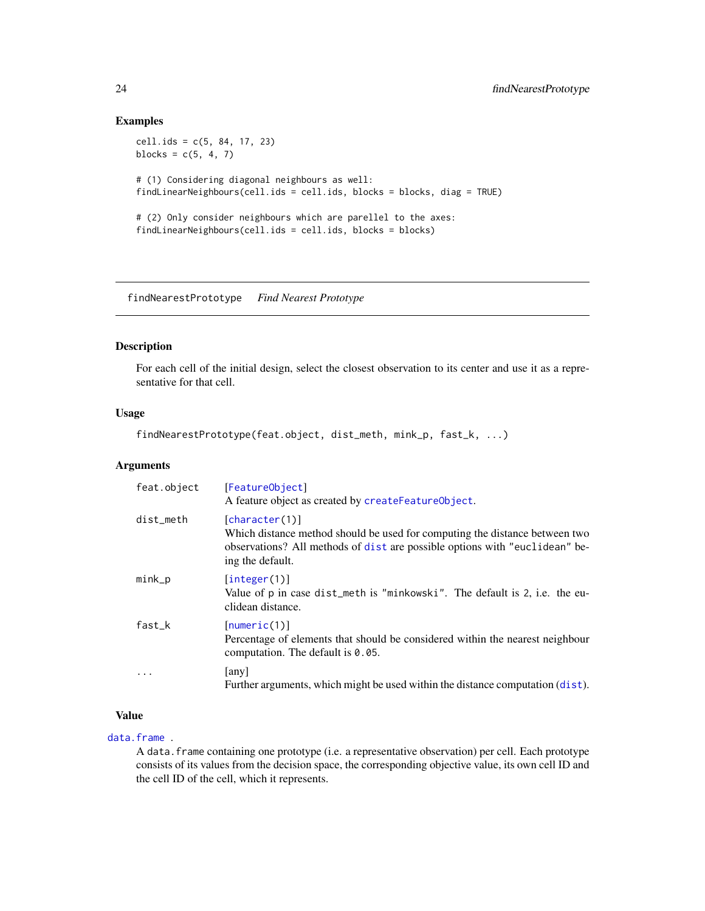## Examples

```
cell.ids = c(5, 84, 17, 23)
blocks = c(5, 4, 7)

# (1) Considering diagonal neighbours as well:
findLinearNeighbours(cell.ids = cell.ids, blocks = blocks, diag = TRUE)

# (2) Only consider neighbours which are parellel to the axes:
findLinearNeighbours(cell.ids = cell.ids, blocks = blocks)
```

---

## findNearestPrototype *Find Nearest Prototype*

---

### Description

For each cell of the initial design, select the closest observation to its center and use it as a representative for that cell.

### Usage

```
findNearestPrototype(feat.object, dist_meth, mink_p, fast_k, ...)
```

### Arguments

| | |
|---|---|
| `feat.object` | [`FeatureObject`] A feature object as created by `createFeatureObject`. |
| `dist_meth` | [`character(1)`] Which distance method should be used for computing the distance between two observations? All methods of `dist` are possible options with `"euclidean"` being the default. |
| `mink_p` | [`integer(1)`] Value of `p` in case `dist_meth` is `"minkowski"`. The default is `2`, i.e. the euclidean distance. |
| `fast_k` | [`numeric(1)`] Percentage of elements that should be considered within the nearest neighbour computation. The default is `0.05`. |
| `...` | [any] Further arguments, which might be used within the distance computation (`dist`). |

### Value

`data.frame` .

A `data.frame` containing one prototype (i.e. a representative observation) per cell. Each prototype consists of its values from the decision space, the corresponding objective value, its own cell ID and the cell ID of the cell, which it represents.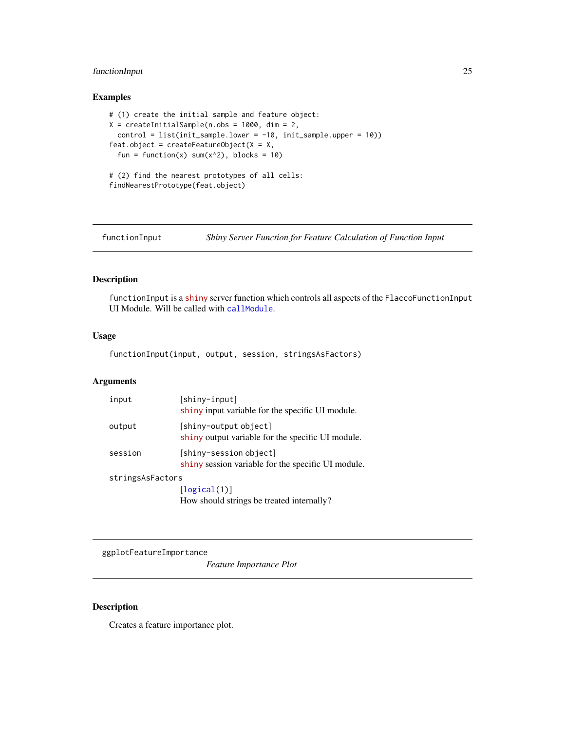### Examples

```
# (1) create the initial sample and feature object:
X = createInitialSample(n.obs = 1000, dim = 2,
  control = list(init_sample.lower = -10, init_sample.upper = 10))
feat.object = createFeatureObject(X = X,
  fun = function(x) sum(x^2), blocks = 10)

# (2) find the nearest prototypes of all cells:
findNearestPrototype(feat.object)
```

---

## functionInput — *Shiny Server Function for Feature Calculation of Function Input*

### Description

`functionInput` is a shiny server function which controls all aspects of the `FlaccoFunctionInput` UI Module. Will be called with `callModule`.

### Usage

```
functionInput(input, output, session, stringsAsFactors)
```

### Arguments

| Argument | Description |
|---|---|
| `input` | [shiny-input]<br>shiny input variable for the specific UI module. |
| `output` | [shiny-output object]<br>shiny output variable for the specific UI module. |
| `session` | [shiny-session object]<br>shiny session variable for the specific UI module. |
| `stringsAsFactors` | [logical(1)]<br>How should strings be treated internally? |

---

## ggplotFeatureImportance — *Feature Importance Plot*

### Description

Creates a feature importance plot.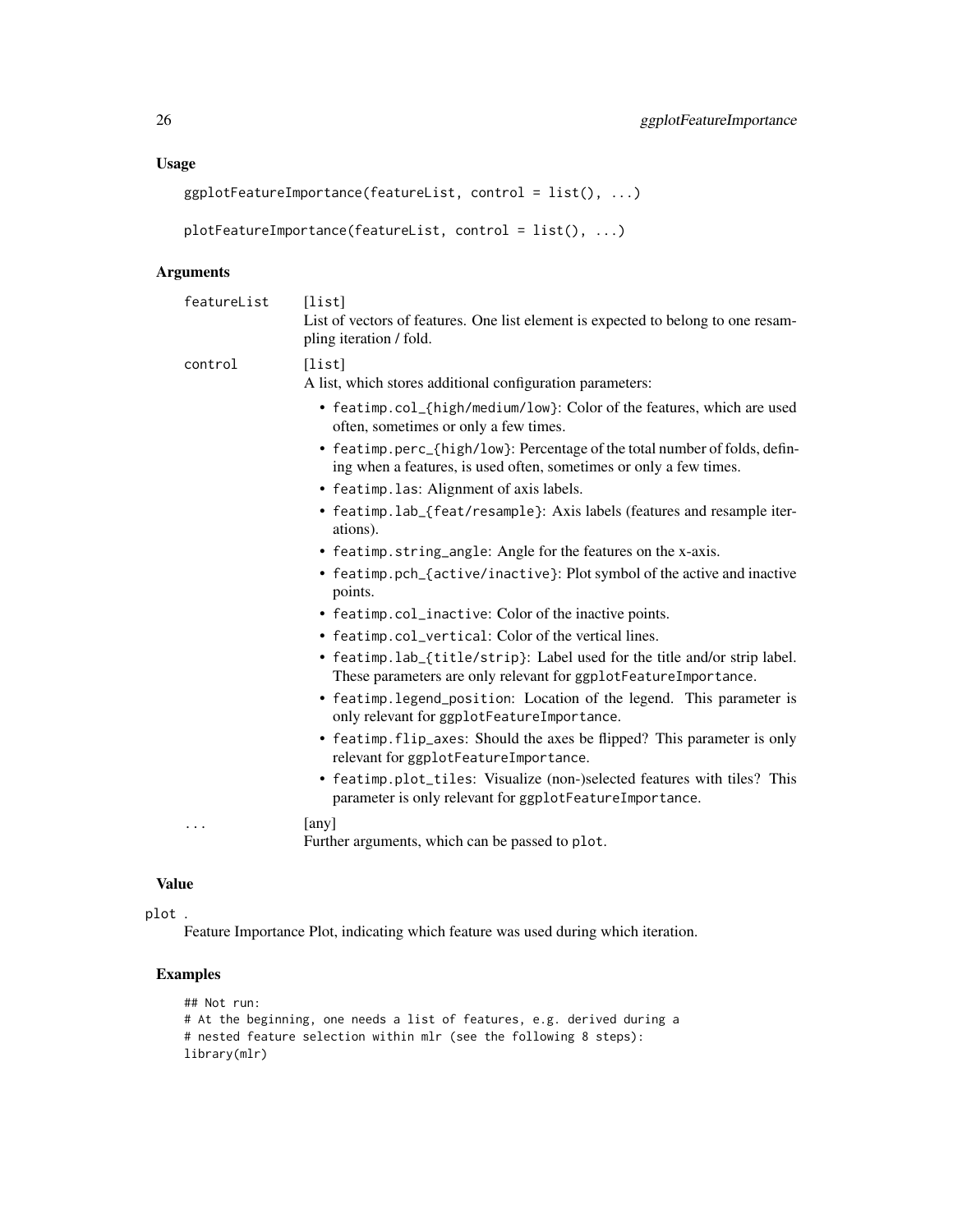### Usage

```
ggplotFeatureImportance(featureList, control = list(), ...)

plotFeatureImportance(featureList, control = list(), ...)
```

### Arguments

- `featureList` [list]
  List of vectors of features. One list element is expected to belong to one resampling iteration / fold.
- `control` [list]
  A list, which stores additional configuration parameters:
  - `featimp.col_{high/medium/low}`: Color of the features, which are used often, sometimes or only a few times.
  - `featimp.perc_{high/low}`: Percentage of the total number of folds, defining when a features, is used often, sometimes or only a few times.
  - `featimp.las`: Alignment of axis labels.
  - `featimp.lab_{feat/resample}`: Axis labels (features and resample iterations).
  - `featimp.string_angle`: Angle for the features on the x-axis.
  - `featimp.pch_{active/inactive}`: Plot symbol of the active and inactive points.
  - `featimp.col_inactive`: Color of the inactive points.
  - `featimp.col_vertical`: Color of the vertical lines.
  - `featimp.lab_{title/strip}`: Label used for the title and/or strip label. These parameters are only relevant for `ggplotFeatureImportance`.
  - `featimp.legend_position`: Location of the legend. This parameter is only relevant for `ggplotFeatureImportance`.
  - `featimp.flip_axes`: Should the axes be flipped? This parameter is only relevant for `ggplotFeatureImportance`.
  - `featimp.plot_tiles`: Visualize (non-)selected features with tiles? This parameter is only relevant for `ggplotFeatureImportance`.
- `...` [any]
  Further arguments, which can be passed to `plot`.

### Value

`plot` .
Feature Importance Plot, indicating which feature was used during which iteration.

### Examples

```
## Not run:
# At the beginning, one needs a list of features, e.g. derived during a
# nested feature selection within mlr (see the following 8 steps):
library(mlr)
```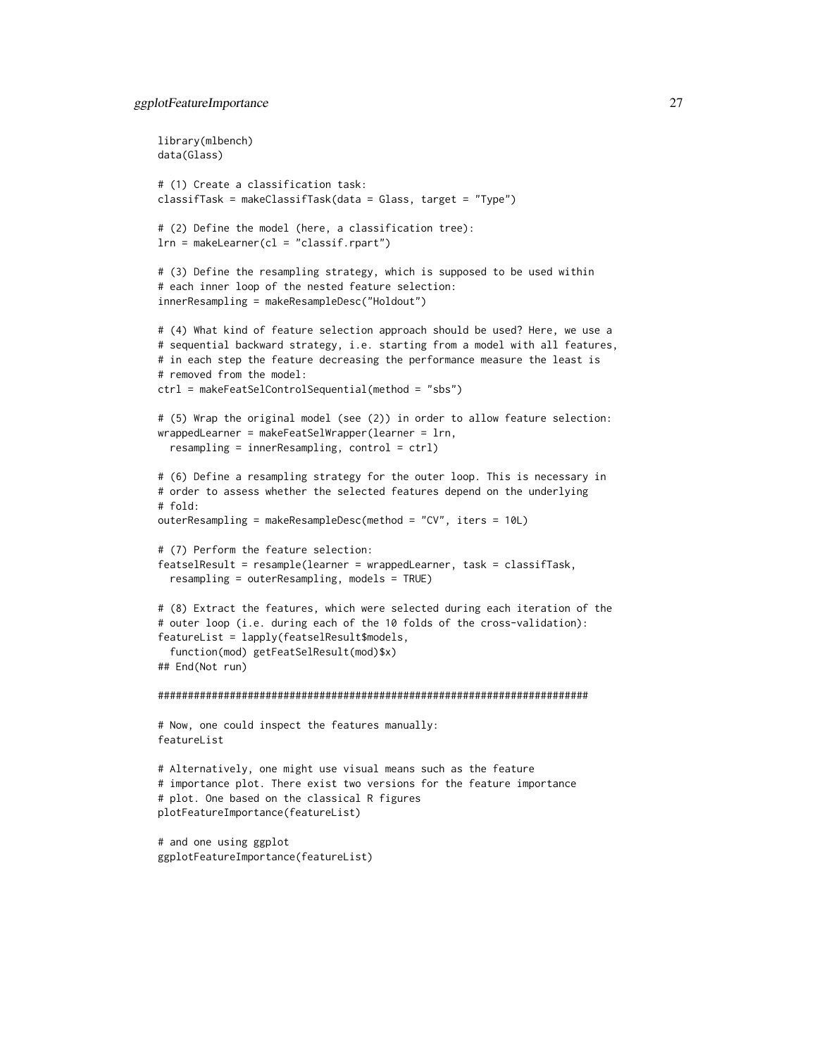```
library(mlbench)
data(Glass)

# (1) Create a classification task:
classifTask = makeClassifTask(data = Glass, target = "Type")

# (2) Define the model (here, a classification tree):
lrn = makeLearner(cl = "classif.rpart")

# (3) Define the resampling strategy, which is supposed to be used within
# each inner loop of the nested feature selection:
innerResampling = makeResampleDesc("Holdout")

# (4) What kind of feature selection approach should be used? Here, we use a
# sequential backward strategy, i.e. starting from a model with all features,
# in each step the feature decreasing the performance measure the least is
# removed from the model:
ctrl = makeFeatSelControlSequential(method = "sbs")

# (5) Wrap the original model (see (2)) in order to allow feature selection:
wrappedLearner = makeFeatSelWrapper(learner = lrn,
  resampling = innerResampling, control = ctrl)

# (6) Define a resampling strategy for the outer loop. This is necessary in
# order to assess whether the selected features depend on the underlying
# fold:
outerResampling = makeResampleDesc(method = "CV", iters = 10L)

# (7) Perform the feature selection:
featselResult = resample(learner = wrappedLearner, task = classifTask,
  resampling = outerResampling, models = TRUE)

# (8) Extract the features, which were selected during each iteration of the
# outer loop (i.e. during each of the 10 folds of the cross-validation):
featureList = lapply(featselResult$models,
  function(mod) getFeatSelResult(mod)$x)
## End(Not run)

########################################################################

# Now, one could inspect the features manually:
featureList

# Alternatively, one might use visual means such as the feature
# importance plot. There exist two versions for the feature importance
# plot. One based on the classical R figures
plotFeatureImportance(featureList)

# and one using ggplot
ggplotFeatureImportance(featureList)
```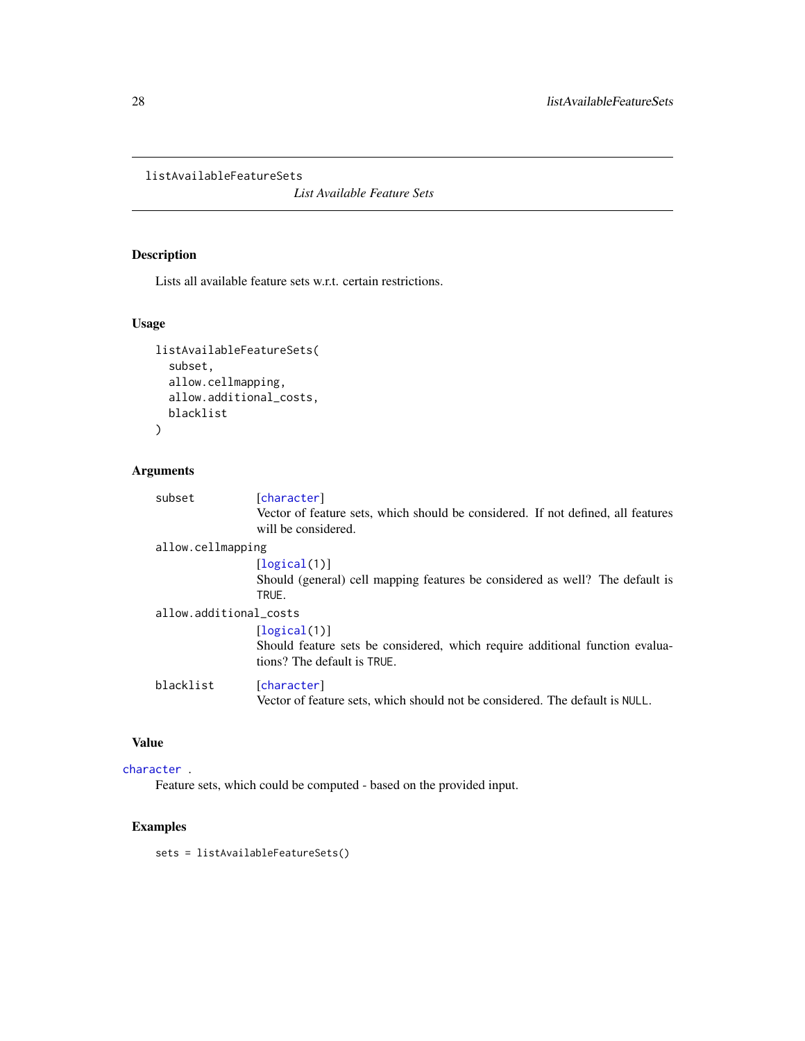listAvailableFeatureSets

*List Available Feature Sets*

## Description

Lists all available feature sets w.r.t. certain restrictions.

## Usage

```
listAvailableFeatureSets(
  subset,
  allow.cellmapping,
  allow.additional_costs,
  blacklist
)
```

## Arguments

`subset`
: [character]
Vector of feature sets, which should be considered. If not defined, all features will be considered.

`allow.cellmapping`
: [logical(1)]
Should (general) cell mapping features be considered as well? The default is `TRUE`.

`allow.additional_costs`
: [logical(1)]
Should feature sets be considered, which require additional function evaluations? The default is `TRUE`.

`blacklist`
: [character]
Vector of feature sets, which should not be considered. The default is `NULL`.

## Value

character .
Feature sets, which could be computed - based on the provided input.

## Examples

```
sets = listAvailableFeatureSets()
```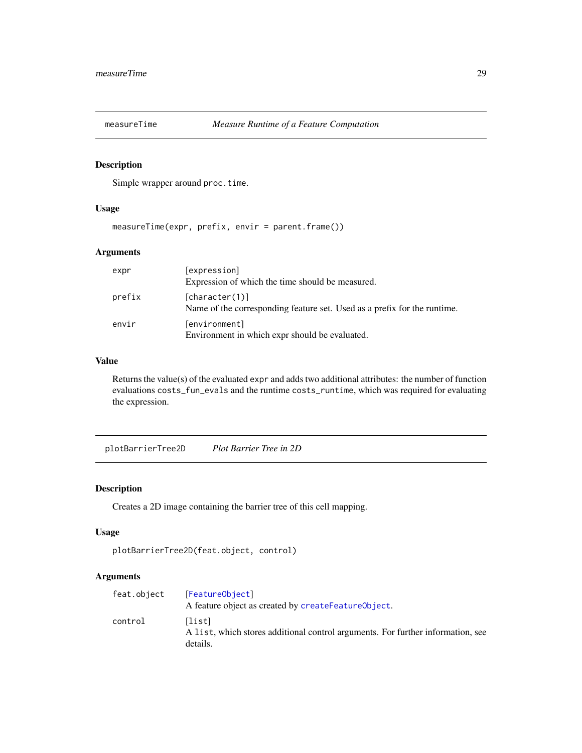## measureTime — *Measure Runtime of a Feature Computation*

### Description

Simple wrapper around `proc.time`.

### Usage

```
measureTime(expr, prefix, envir = parent.frame())
```

### Arguments

| | |
|---|---|
| `expr` | [expression] <br> Expression of which the time should be measured. |
| `prefix` | [character(1)] <br> Name of the corresponding feature set. Used as a prefix for the runtime. |
| `envir` | [environment] <br> Environment in which expr should be evaluated. |

### Value

Returns the value(s) of the evaluated `expr` and adds two additional attributes: the number of function evaluations `costs_fun_evals` and the runtime `costs_runtime`, which was required for evaluating the expression.

## plotBarrierTree2D — *Plot Barrier Tree in 2D*

### Description

Creates a 2D image containing the barrier tree of this cell mapping.

### Usage

```
plotBarrierTree2D(feat.object, control)
```

### Arguments

| | |
|---|---|
| `feat.object` | [FeatureObject] <br> A feature object as created by `createFeatureObject`. |
| `control` | [list] <br> A `list`, which stores additional control arguments. For further information, see details. |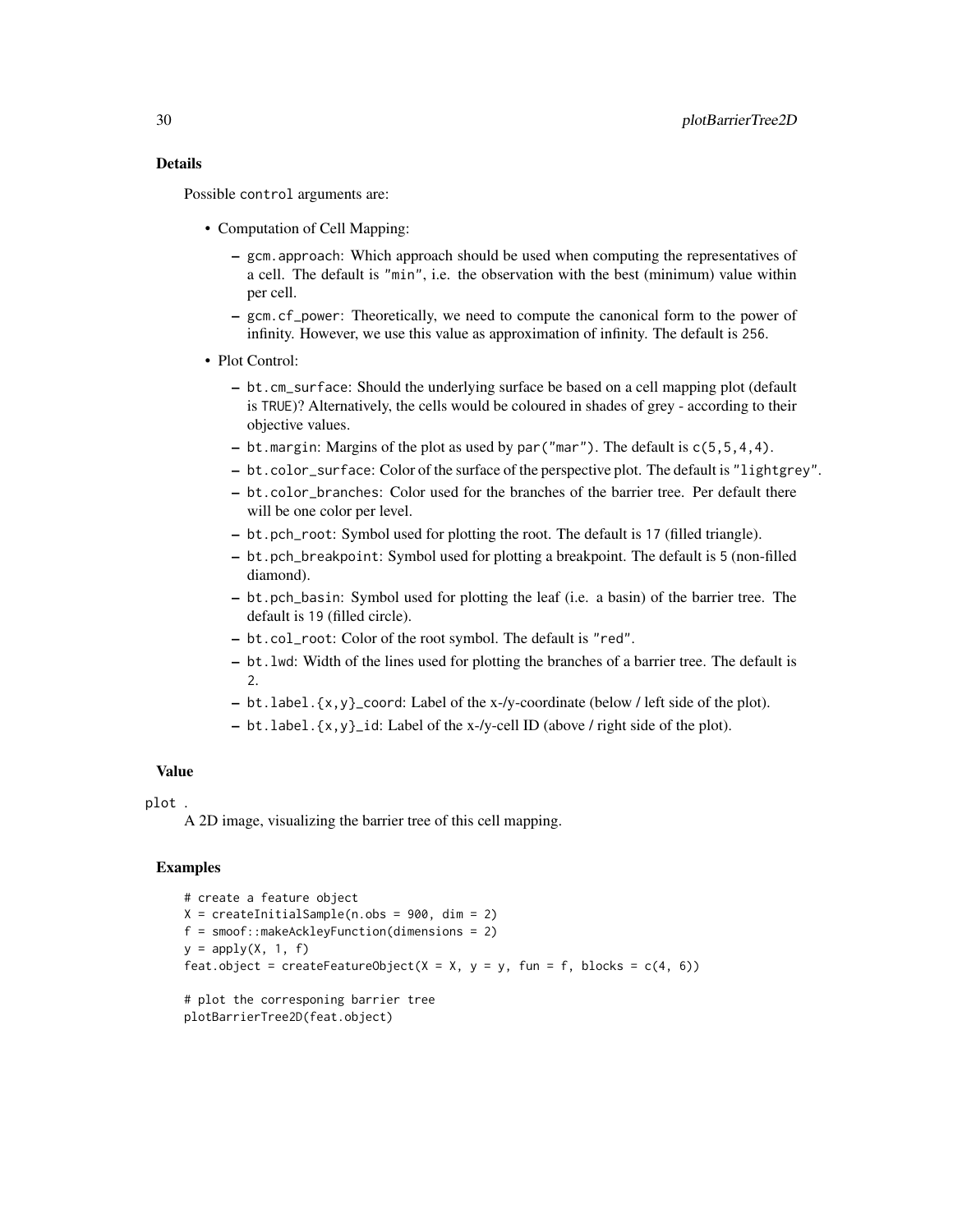### Details

Possible `control` arguments are:

- Computation of Cell Mapping:
  - `gcm.approach`: Which approach should be used when computing the representatives of a cell. The default is `"min"`, i.e. the observation with the best (minimum) value within per cell.
  - `gcm.cf_power`: Theoretically, we need to compute the canonical form to the power of infinity. However, we use this value as approximation of infinity. The default is `256`.
- Plot Control:
  - `bt.cm_surface`: Should the underlying surface be based on a cell mapping plot (default is `TRUE`)? Alternatively, the cells would be coloured in shades of grey - according to their objective values.
  - `bt.margin`: Margins of the plot as used by `par("mar")`. The default is `c(5,5,4,4)`.
  - `bt.color_surface`: Color of the surface of the perspective plot. The default is `"lightgrey"`.
  - `bt.color_branches`: Color used for the branches of the barrier tree. Per default there will be one color per level.
  - `bt.pch_root`: Symbol used for plotting the root. The default is `17` (filled triangle).
  - `bt.pch_breakpoint`: Symbol used for plotting a breakpoint. The default is `5` (non-filled diamond).
  - `bt.pch_basin`: Symbol used for plotting the leaf (i.e. a basin) of the barrier tree. The default is `19` (filled circle).
  - `bt.col_root`: Color of the root symbol. The default is `"red"`.
  - `bt.lwd`: Width of the lines used for plotting the branches of a barrier tree. The default is `2`.
  - `bt.label.{x,y}_coord`: Label of the x-/y-coordinate (below / left side of the plot).
  - `bt.label.{x,y}_id`: Label of the x-/y-cell ID (above / right side of the plot).

### Value

`plot` .
A 2D image, visualizing the barrier tree of this cell mapping.

### Examples

```
# create a feature object
X = createInitialSample(n.obs = 900, dim = 2)
f = smoof::makeAckleyFunction(dimensions = 2)
y = apply(X, 1, f)
feat.object = createFeatureObject(X = X, y = y, fun = f, blocks = c(4, 6))

# plot the corresponing barrier tree
plotBarrierTree2D(feat.object)
```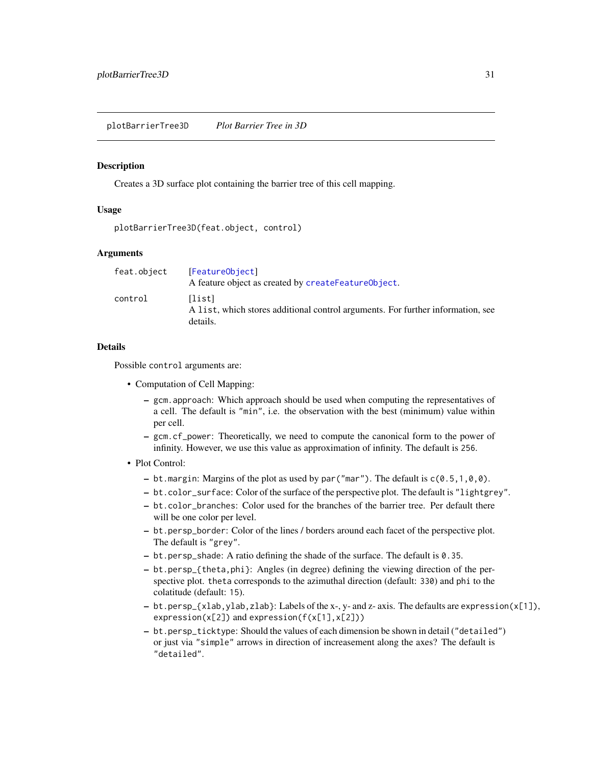## plotBarrierTree3D *Plot Barrier Tree in 3D*

### Description

Creates a 3D surface plot containing the barrier tree of this cell mapping.

### Usage

```
plotBarrierTree3D(feat.object, control)
```

### Arguments

| | |
|---|---|
| `feat.object` | [FeatureObject] <br> A feature object as created by `createFeatureObject`. |
| `control` | [list] <br> A `list`, which stores additional control arguments. For further information, see details. |

### Details

Possible `control` arguments are:

- Computation of Cell Mapping:
  - `gcm.approach`: Which approach should be used when computing the representatives of a cell. The default is `"min"`, i.e. the observation with the best (minimum) value within per cell.
  - `gcm.cf_power`: Theoretically, we need to compute the canonical form to the power of infinity. However, we use this value as approximation of infinity. The default is `256`.
- Plot Control:
  - `bt.margin`: Margins of the plot as used by `par("mar")`. The default is `c(0.5,1,0,0)`.
  - `bt.color_surface`: Color of the surface of the perspective plot. The default is `"lightgrey"`.
  - `bt.color_branches`: Color used for the branches of the barrier tree. Per default there will be one color per level.
  - `bt.persp_border`: Color of the lines / borders around each facet of the perspective plot. The default is `"grey"`.
  - `bt.persp_shade`: A ratio defining the shade of the surface. The default is `0.35`.
  - `bt.persp_{theta,phi}`: Angles (in degree) defining the viewing direction of the perspective plot. `theta` corresponds to the azimuthal direction (default: `330`) and `phi` to the colatitude (default: `15`).
  - `bt.persp_{xlab,ylab,zlab}`: Labels of the x-, y- and z- axis. The defaults are `expression(x[1])`, `expression(x[2])` and `expression(f(x[1],x[2]))`
  - `bt.persp_ticktype`: Should the values of each dimension be shown in detail (`"detailed"`) or just via `"simple"` arrows in direction of increasement along the axes? The default is `"detailed"`.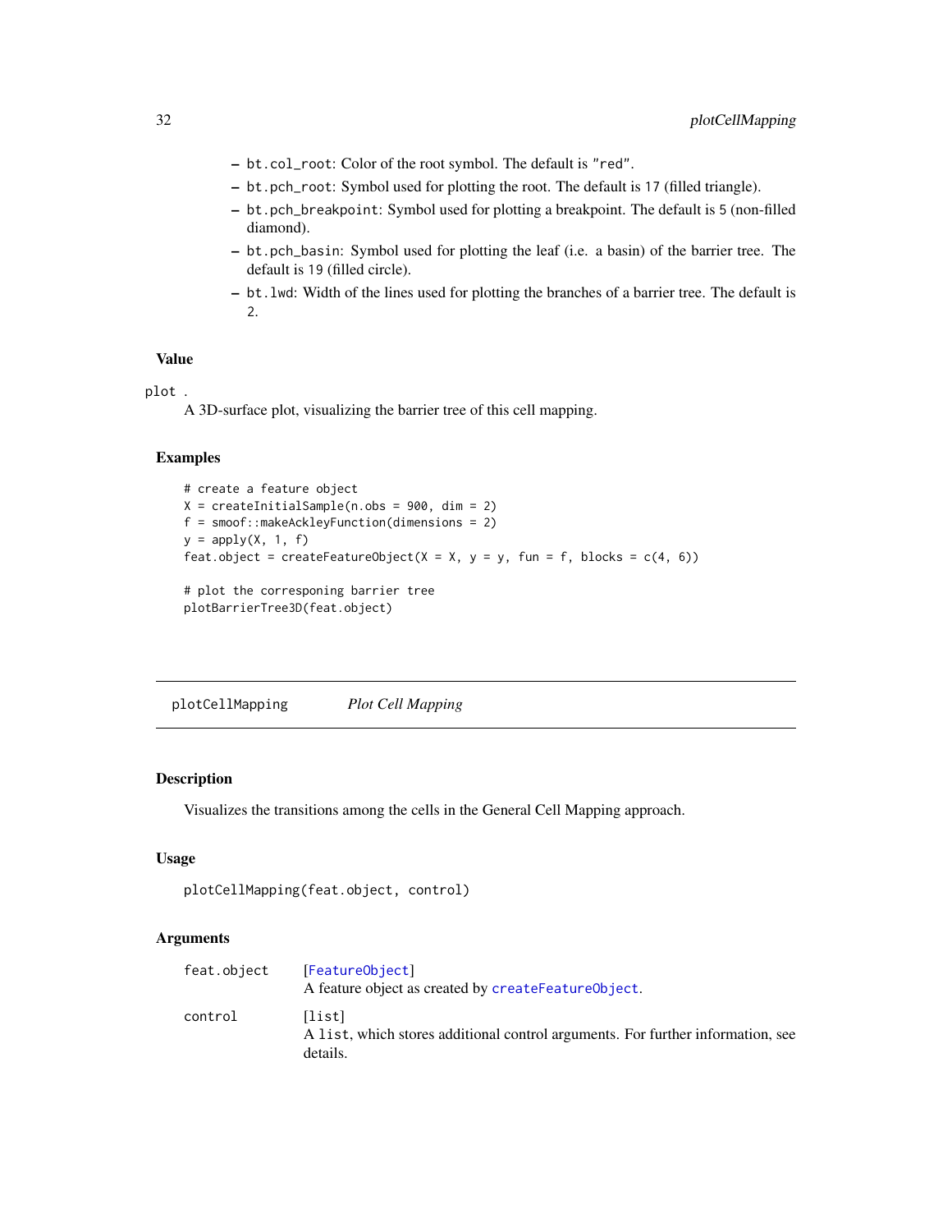- bt.col_root: Color of the root symbol. The default is "red".
- bt.pch_root: Symbol used for plotting the root. The default is 17 (filled triangle).
- bt.pch_breakpoint: Symbol used for plotting a breakpoint. The default is 5 (non-filled diamond).
- bt.pch_basin: Symbol used for plotting the leaf (i.e. a basin) of the barrier tree. The default is 19 (filled circle).
- bt.lwd: Width of the lines used for plotting the branches of a barrier tree. The default is 2.

### Value

plot .

A 3D-surface plot, visualizing the barrier tree of this cell mapping.

### Examples

```
# create a feature object
X = createInitialSample(n.obs = 900, dim = 2)
f = smoof::makeAckleyFunction(dimensions = 2)
y = apply(X, 1, f)
feat.object = createFeatureObject(X = X, y = y, fun = f, blocks = c(4, 6))

# plot the corresponing barrier tree
plotBarrierTree3D(feat.object)
```

---

## plotCellMapping    *Plot Cell Mapping*

### Description

Visualizes the transitions among the cells in the General Cell Mapping approach.

### Usage

```
plotCellMapping(feat.object, control)
```

### Arguments

| | |
|---|---|
| feat.object | [FeatureObject]<br>A feature object as created by createFeatureObject. |
| control | [list]<br>A list, which stores additional control arguments. For further information, see details. |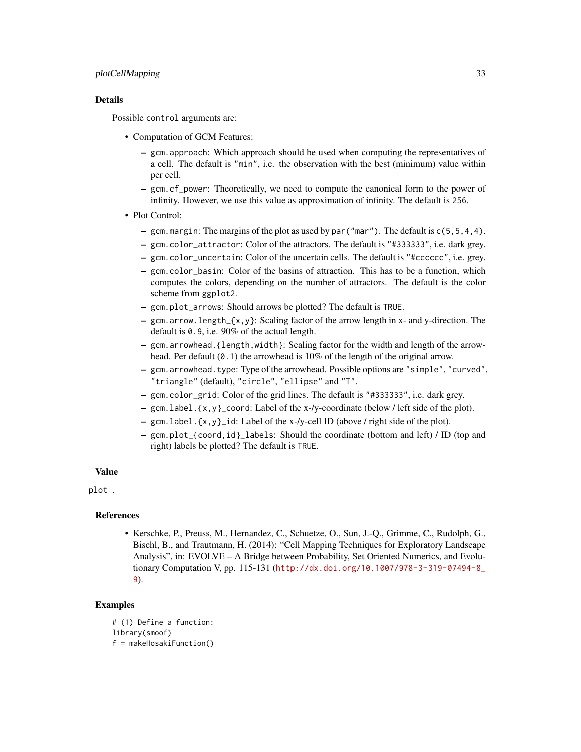### Details

Possible `control` arguments are:

- Computation of GCM Features:
  - `gcm.approach`: Which approach should be used when computing the representatives of a cell. The default is `"min"`, i.e. the observation with the best (minimum) value within per cell.
  - `gcm.cf_power`: Theoretically, we need to compute the canonical form to the power of infinity. However, we use this value as approximation of infinity. The default is `256`.
- Plot Control:
  - `gcm.margin`: The margins of the plot as used by `par("mar")`. The default is `c(5,5,4,4)`.
  - `gcm.color_attractor`: Color of the attractors. The default is `"#333333"`, i.e. dark grey.
  - `gcm.color_uncertain`: Color of the uncertain cells. The default is `"#cccccc"`, i.e. grey.
  - `gcm.color_basin`: Color of the basins of attraction. This has to be a function, which computes the colors, depending on the number of attractors. The default is the color scheme from ggplot2.
  - `gcm.plot_arrows`: Should arrows be plotted? The default is `TRUE`.
  - `gcm.arrow.length_{x,y}`: Scaling factor of the arrow length in x- and y-direction. The default is `0.9`, i.e. 90% of the actual length.
  - `gcm.arrowhead.{length,width}`: Scaling factor for the width and length of the arrowhead. Per default (`0.1`) the arrowhead is 10% of the length of the original arrow.
  - `gcm.arrowhead.type`: Type of the arrowhead. Possible options are `"simple"`, `"curved"`, `"triangle"` (default), `"circle"`, `"ellipse"` and `"T"`.
  - `gcm.color_grid`: Color of the grid lines. The default is `"#333333"`, i.e. dark grey.
  - `gcm.label.{x,y}_coord`: Label of the x-/y-coordinate (below / left side of the plot).
  - `gcm.label.{x,y}_id`: Label of the x-/y-cell ID (above / right side of the plot).
  - `gcm.plot_{coord,id}_labels`: Should the coordinate (bottom and left) / ID (top and right) labels be plotted? The default is `TRUE`.

### Value

`plot` .

### References

- Kerschke, P., Preuss, M., Hernandez, C., Schuetze, O., Sun, J.-Q., Grimme, C., Rudolph, G., Bischl, B., and Trautmann, H. (2014): "Cell Mapping Techniques for Exploratory Landscape Analysis", in: EVOLVE – A Bridge between Probability, Set Oriented Numerics, and Evolutionary Computation V, pp. 115-131 (http://dx.doi.org/10.1007/978-3-319-07494-8_9).

### Examples

```
# (1) Define a function:
library(smoof)
f = makeHosakiFunction()
```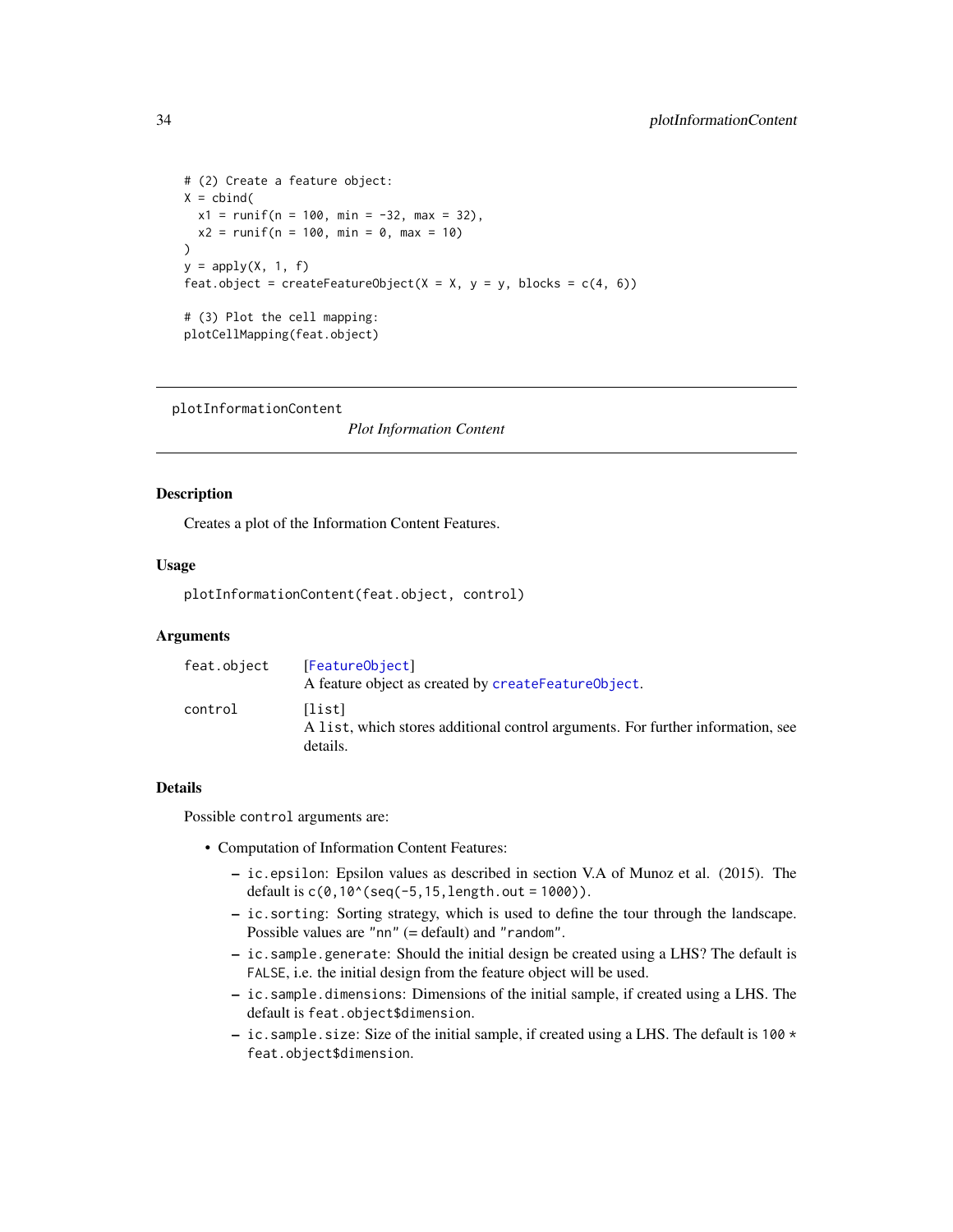```
# (2) Create a feature object:
X = cbind(
  x1 = runif(n = 100, min = -32, max = 32),
  x2 = runif(n = 100, min = 0, max = 10)
)
y = apply(X, 1, f)
feat.object = createFeatureObject(X = X, y = y, blocks = c(4, 6))

# (3) Plot the cell mapping:
plotCellMapping(feat.object)
```

---

## plotInformationContent

*Plot Information Content*

---

### Description

Creates a plot of the Information Content Features.

### Usage

```
plotInformationContent(feat.object, control)
```

### Arguments

| | |
|---|---|
| `feat.object` | [`FeatureObject`] <br> A feature object as created by `createFeatureObject`. |
| `control` | [list] <br> A `list`, which stores additional control arguments. For further information, see details. |

### Details

Possible `control` arguments are:

- Computation of Information Content Features:
  - `ic.epsilon`: Epsilon values as described in section V.A of Munoz et al. (2015). The default is `c(0,10^(seq(-5,15,length.out = 1000))`.
  - `ic.sorting`: Sorting strategy, which is used to define the tour through the landscape. Possible values are `"nn"` (= default) and `"random"`.
  - `ic.sample.generate`: Should the initial design be created using a LHS? The default is `FALSE`, i.e. the initial design from the feature object will be used.
  - `ic.sample.dimensions`: Dimensions of the initial sample, if created using a LHS. The default is `feat.object$dimension`.
  - `ic.sample.size`: Size of the initial sample, if created using a LHS. The default is `100 * feat.object$dimension`.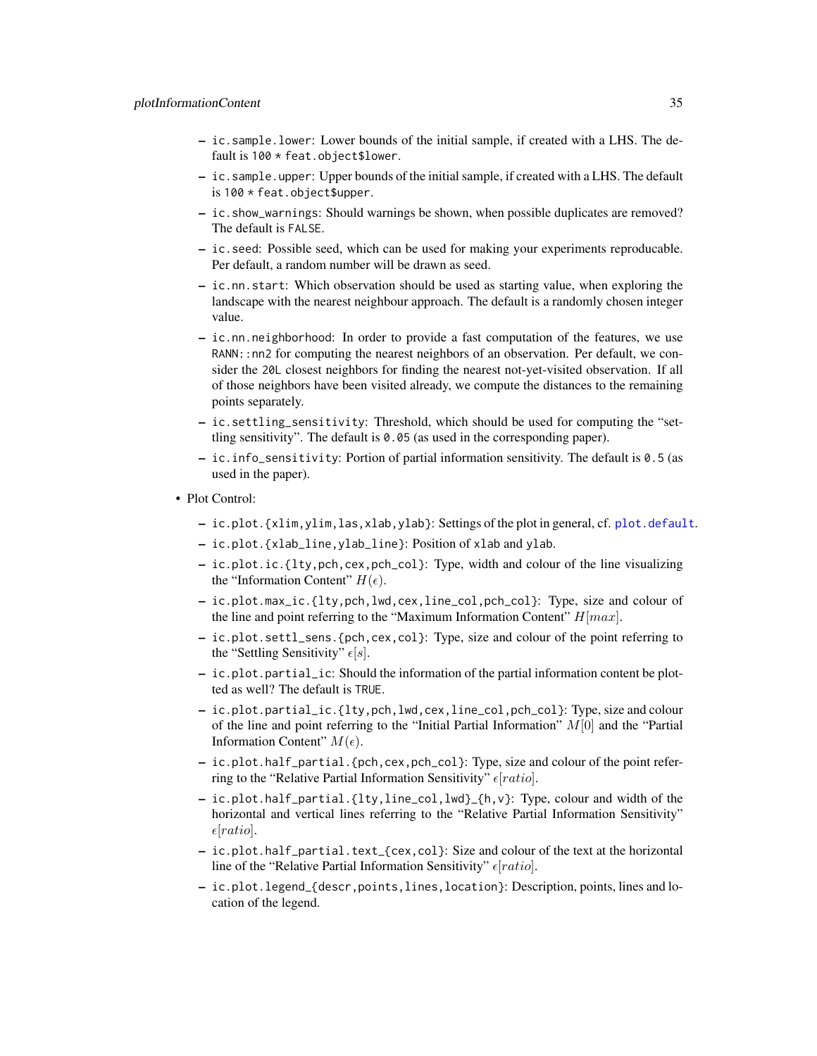- `ic.sample.lower`: Lower bounds of the initial sample, if created with a LHS. The default is `100 * feat.object$lower`.
  - `ic.sample.upper`: Upper bounds of the initial sample, if created with a LHS. The default is `100 * feat.object$upper`.
  - `ic.show_warnings`: Should warnings be shown, when possible duplicates are removed? The default is `FALSE`.
  - `ic.seed`: Possible seed, which can be used for making your experiments reproducable. Per default, a random number will be drawn as seed.
  - `ic.nn.start`: Which observation should be used as starting value, when exploring the landscape with the nearest neighbour approach. The default is a randomly chosen integer value.
  - `ic.nn.neighborhood`: In order to provide a fast computation of the features, we use `RANN::nn2` for computing the nearest neighbors of an observation. Per default, we consider the `20L` closest neighbors for finding the nearest not-yet-visited observation. If all of those neighbors have been visited already, we compute the distances to the remaining points separately.
  - `ic.settling_sensitivity`: Threshold, which should be used for computing the "settling sensitivity". The default is `0.05` (as used in the corresponding paper).
  - `ic.info_sensitivity`: Portion of partial information sensitivity. The default is `0.5` (as used in the paper).

- Plot Control:
  - `ic.plot.{xlim,ylim,las,xlab,ylab}`: Settings of the plot in general, cf. `plot.default`.
  - `ic.plot.{xlab_line,ylab_line}`: Position of `xlab` and `ylab`.
  - `ic.plot.ic.{lty,pch,cex,pch_col}`: Type, width and colour of the line visualizing the "Information Content" $H(\epsilon)$.
  - `ic.plot.max_ic.{lty,pch,lwd,cex,line_col,pch_col}`: Type, size and colour of the line and point referring to the "Maximum Information Content" $H[max]$.
  - `ic.plot.settl_sens.{pch,cex,col}`: Type, size and colour of the point referring to the "Settling Sensitivity" $\epsilon[s]$.
  - `ic.plot.partial_ic`: Should the information of the partial information content be plotted as well? The default is `TRUE`.
  - `ic.plot.partial_ic.{lty,pch,lwd,cex,line_col,pch_col}`: Type, size and colour of the line and point referring to the "Initial Partial Information" $M[0]$ and the "Partial Information Content" $M(\epsilon)$.
  - `ic.plot.half_partial.{pch,cex,pch_col}`: Type, size and colour of the point referring to the "Relative Partial Information Sensitivity" $\epsilon[ratio]$.
  - `ic.plot.half_partial.{lty,line_col,lwd}_{h,v}`: Type, colour and width of the horizontal and vertical lines referring to the "Relative Partial Information Sensitivity" $\epsilon[ratio]$.
  - `ic.plot.half_partial.text_{cex,col}`: Size and colour of the text at the horizontal line of the "Relative Partial Information Sensitivity" $\epsilon[ratio]$.
  - `ic.plot.legend_{descr,points,lines,location}`: Description, points, lines and location of the legend.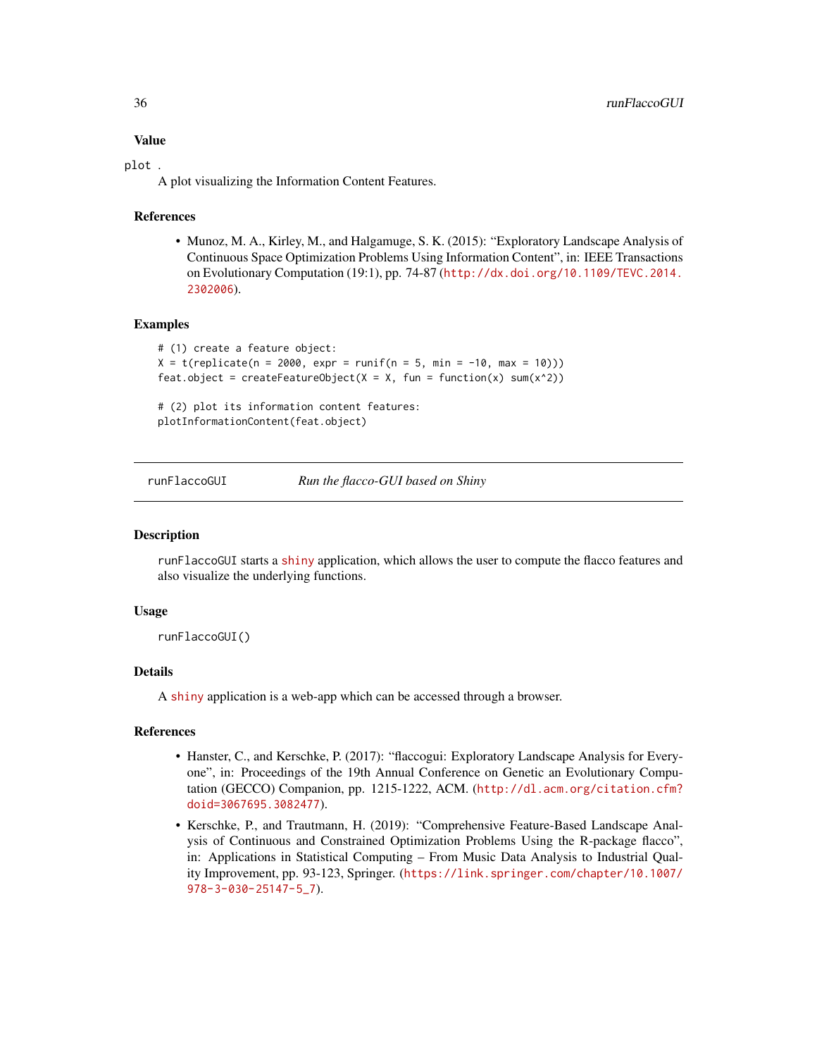### Value

plot .

A plot visualizing the Information Content Features.

### References

- Munoz, M. A., Kirley, M., and Halgamuge, S. K. (2015): "Exploratory Landscape Analysis of Continuous Space Optimization Problems Using Information Content", in: IEEE Transactions on Evolutionary Computation (19:1), pp. 74-87 (http://dx.doi.org/10.1109/TEVC.2014.2302006).

### Examples

```
# (1) create a feature object:
X = t(replicate(n = 2000, expr = runif(n = 5, min = -10, max = 10)))
feat.object = createFeatureObject(X = X, fun = function(x) sum(x^2))

# (2) plot its information content features:
plotInformationContent(feat.object)
```

---

## runFlaccoGUI — *Run the flacco-GUI based on Shiny*

---

### Description

runFlaccoGUI starts a shiny application, which allows the user to compute the flacco features and also visualize the underlying functions.

### Usage

```
runFlaccoGUI()
```

### Details

A shiny application is a web-app which can be accessed through a browser.

### References

- Hanster, C., and Kerschke, P. (2017): "flaccogui: Exploratory Landscape Analysis for Everyone", in: Proceedings of the 19th Annual Conference on Genetic an Evolutionary Computation (GECCO) Companion, pp. 1215-1222, ACM. (http://dl.acm.org/citation.cfm?doid=3067695.3082477).
- Kerschke, P., and Trautmann, H. (2019): "Comprehensive Feature-Based Landscape Analysis of Continuous and Constrained Optimization Problems Using the R-package flacco", in: Applications in Statistical Computing – From Music Data Analysis to Industrial Quality Improvement, pp. 93-123, Springer. (https://link.springer.com/chapter/10.1007/978-3-030-25147-5_7).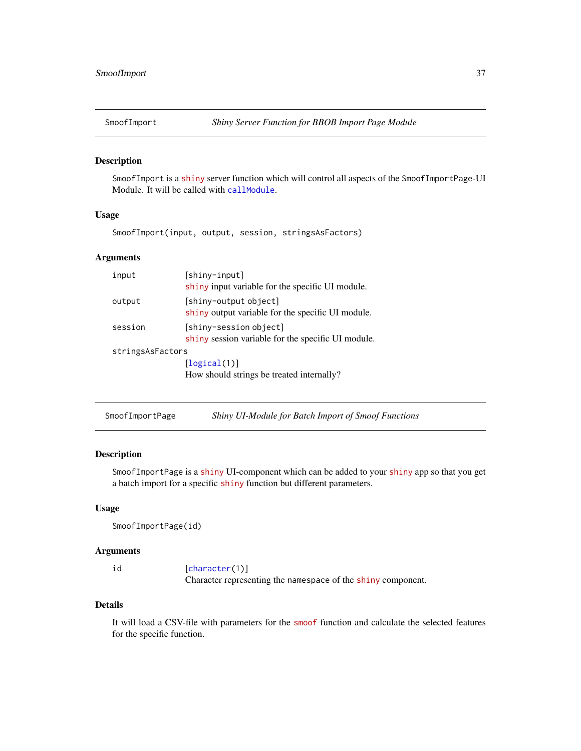## SmoofImport — *Shiny Server Function for BBOB Import Page Module*

### Description

SmoofImport is a shiny server function which will control all aspects of the SmoofImportPage-UI Module. It will be called with callModule.

### Usage

```
SmoofImport(input, output, session, stringsAsFactors)
```

### Arguments

| | |
|---|---|
| input | [shiny-input]<br>shiny input variable for the specific UI module. |
| output | [shiny-output object]<br>shiny output variable for the specific UI module. |
| session | [shiny-session object]<br>shiny session variable for the specific UI module. |
| stringsAsFactors | [logical(1)]<br>How should strings be treated internally? |

## SmoofImportPage — *Shiny UI-Module for Batch Import of Smoof Functions*

### Description

SmoofImportPage is a shiny UI-component which can be added to your shiny app so that you get a batch import for a specific shiny function but different parameters.

### Usage

```
SmoofImportPage(id)
```

### Arguments

| | |
|---|---|
| id | [character(1)]<br>Character representing the namespace of the shiny component. |

### Details

It will load a CSV-file with parameters for the smoof function and calculate the selected features for the specific function.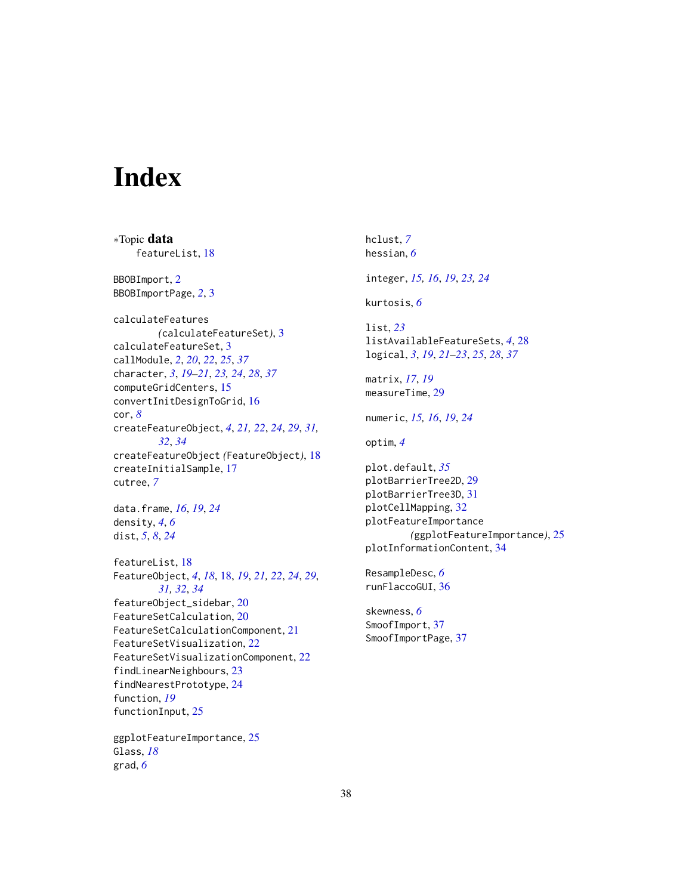# Index

∗Topic **data**
featureList, 18

BBOBImport, 2
BBOBImportPage, 2, 3

calculateFeatures
(calculateFeatureSet), 3
calculateFeatureSet, 3
callModule, 2, 20, 22, 25, 37
character, 3, 19–21, 23, 24, 28, 37
computeGridCenters, 15
convertInitDesignToGrid, 16
cor, 8
createFeatureObject, 4, 21, 22, 24, 29, 31, 32, 34
createFeatureObject (FeatureObject), 18
createInitialSample, 17
cutree, 7

data.frame, 16, 19, 24
density, 4, 6
dist, 5, 8, 24

featureList, 18
FeatureObject, 4, 18, 18, 19, 21, 22, 24, 29, 31, 32, 34
featureObject_sidebar, 20
FeatureSetCalculation, 20
FeatureSetCalculationComponent, 21
FeatureSetVisualization, 22
FeatureSetVisualizationComponent, 22
findLinearNeighbours, 23
findNearestPrototype, 24
function, 19
functionInput, 25

ggplotFeatureImportance, 25
Glass, 18
grad, 6

hclust, 7
hessian, 6

integer, 15, 16, 19, 23, 24

kurtosis, 6

list, 23
listAvailableFeatureSets, 4, 28
logical, 3, 19, 21–23, 25, 28, 37

matrix, 17, 19
measureTime, 29

numeric, 15, 16, 19, 24

optim, 4

plot.default, 35
plotBarrierTree2D, 29
plotBarrierTree3D, 31
plotCellMapping, 32
plotFeatureImportance
(ggplotFeatureImportance), 25
plotInformationContent, 34

ResampleDesc, 6
runFlaccoGUI, 36

skewness, 6
SmoofImport, 37
SmoofImportPage, 37